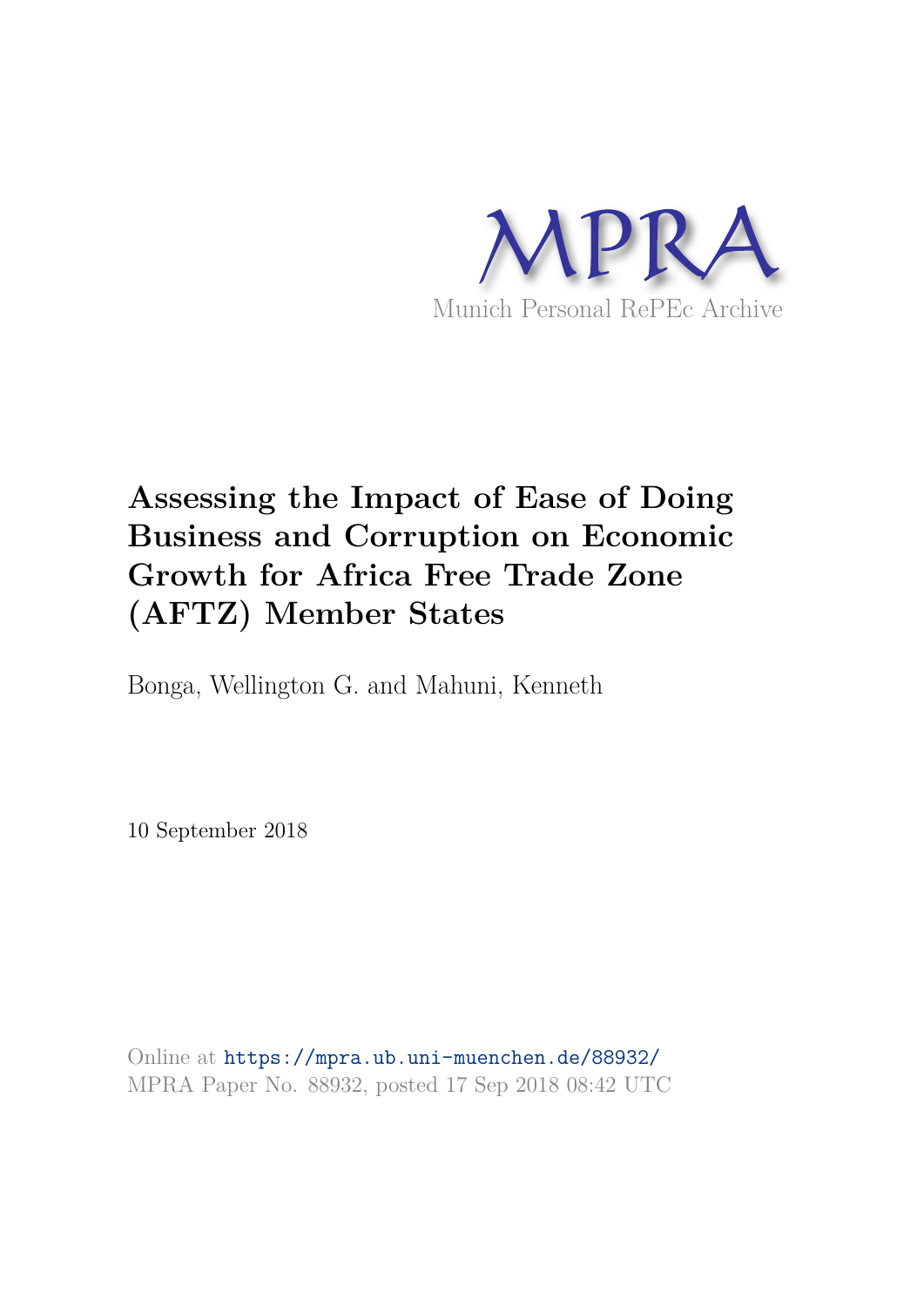MPRA

Munich Personal RePEc Archive

# Assessing the Impact of Ease of Doing Business and Corruption on Economic Growth for Africa Free Trade Zone (AFTZ) Member States

Bonga, Wellington G. and Mahuni, Kenneth

10 September 2018

Online at https://mpra.ub.uni-muenchen.de/88932/
MPRA Paper No. 88932, posted 17 Sep 2018 08:42 UTC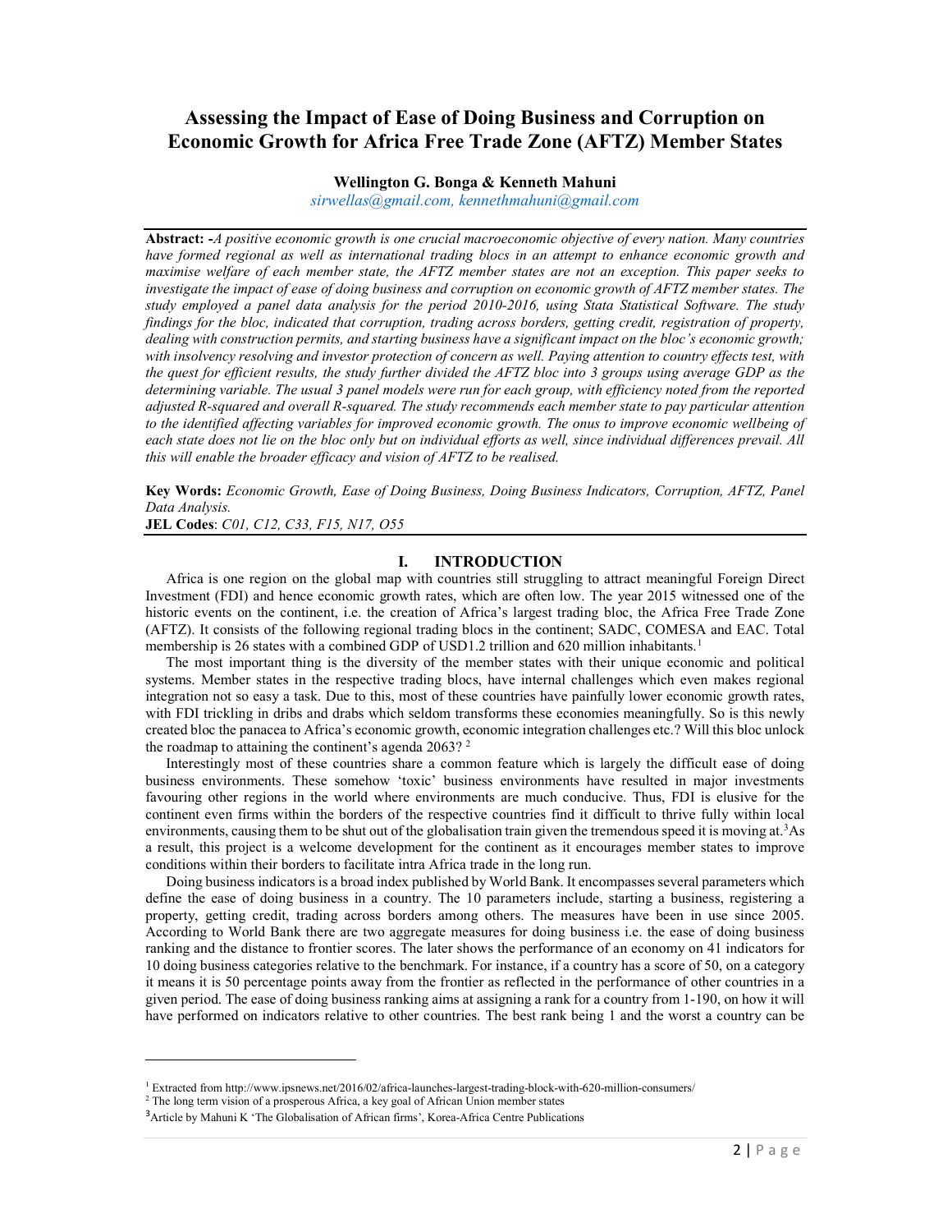# Assessing the Impact of Ease of Doing Business and Corruption on Economic Growth for Africa Free Trade Zone (AFTZ) Member States

**Wellington G. Bonga & Kenneth Mahuni**

*sirwellas@gmail.com, kennethmahuni@gmail.com*

**Abstract: -***A positive economic growth is one crucial macroeconomic objective of every nation. Many countries have formed regional as well as international trading blocs in an attempt to enhance economic growth and maximise welfare of each member state, the AFTZ member states are not an exception. This paper seeks to investigate the impact of ease of doing business and corruption on economic growth of AFTZ member states. The study employed a panel data analysis for the period 2010-2016, using Stata Statistical Software. The study findings for the bloc, indicated that corruption, trading across borders, getting credit, registration of property, dealing with construction permits, and starting business have a significant impact on the bloc's economic growth; with insolvency resolving and investor protection of concern as well. Paying attention to country effects test, with the quest for efficient results, the study further divided the AFTZ bloc into 3 groups using average GDP as the determining variable. The usual 3 panel models were run for each group, with efficiency noted from the reported adjusted R-squared and overall R-squared. The study recommends each member state to pay particular attention to the identified affecting variables for improved economic growth. The onus to improve economic wellbeing of each state does not lie on the bloc only but on individual efforts as well, since individual differences prevail. All this will enable the broader efficacy and vision of AFTZ to be realised.*

**Key Words:** *Economic Growth, Ease of Doing Business, Doing Business Indicators, Corruption, AFTZ, Panel Data Analysis.*

**JEL Codes**: *C01, C12, C33, F15, N17, O55*

## I. INTRODUCTION

Africa is one region on the global map with countries still struggling to attract meaningful Foreign Direct Investment (FDI) and hence economic growth rates, which are often low. The year 2015 witnessed one of the historic events on the continent, i.e. the creation of Africa's largest trading bloc, the Africa Free Trade Zone (AFTZ). It consists of the following regional trading blocs in the continent; SADC, COMESA and EAC. Total membership is 26 states with a combined GDP of USD1.2 trillion and 620 million inhabitants.[1]

The most important thing is the diversity of the member states with their unique economic and political systems. Member states in the respective trading blocs, have internal challenges which even makes regional integration not so easy a task. Due to this, most of these countries have painfully lower economic growth rates, with FDI trickling in dribs and drabs which seldom transforms these economies meaningfully. So is this newly created bloc the panacea to Africa's economic growth, economic integration challenges etc.? Will this bloc unlock the roadmap to attaining the continent's agenda 2063? [2]

Interestingly most of these countries share a common feature which is largely the difficult ease of doing business environments. These somehow 'toxic' business environments have resulted in major investments favouring other regions in the world where environments are much conducive. Thus, FDI is elusive for the continent even firms within the borders of the respective countries find it difficult to thrive fully within local environments, causing them to be shut out of the globalisation train given the tremendous speed it is moving at.[3] As a result, this project is a welcome development for the continent as it encourages member states to improve conditions within their borders to facilitate intra Africa trade in the long run.

Doing business indicators is a broad index published by World Bank. It encompasses several parameters which define the ease of doing business in a country. The 10 parameters include, starting a business, registering a property, getting credit, trading across borders among others. The measures have been in use since 2005. According to World Bank there are two aggregate measures for doing business i.e. the ease of doing business ranking and the distance to frontier scores. The later shows the performance of an economy on 41 indicators for 10 doing business categories relative to the benchmark. For instance, if a country has a score of 50, on a category it means it is 50 percentage points away from the frontier as reflected in the performance of other countries in a given period. The ease of doing business ranking aims at assigning a rank for a country from 1-190, on how it will have performed on indicators relative to other countries. The best rank being 1 and the worst a country can be

---

[1] Extracted from http://www.ipsnews.net/2016/02/africa-launches-largest-trading-block-with-620-million-consumers/

[2] The long term vision of a prosperous Africa, a key goal of African Union member states

[3] Article by Mahuni K 'The Globalisation of African firms', Korea-Africa Centre Publications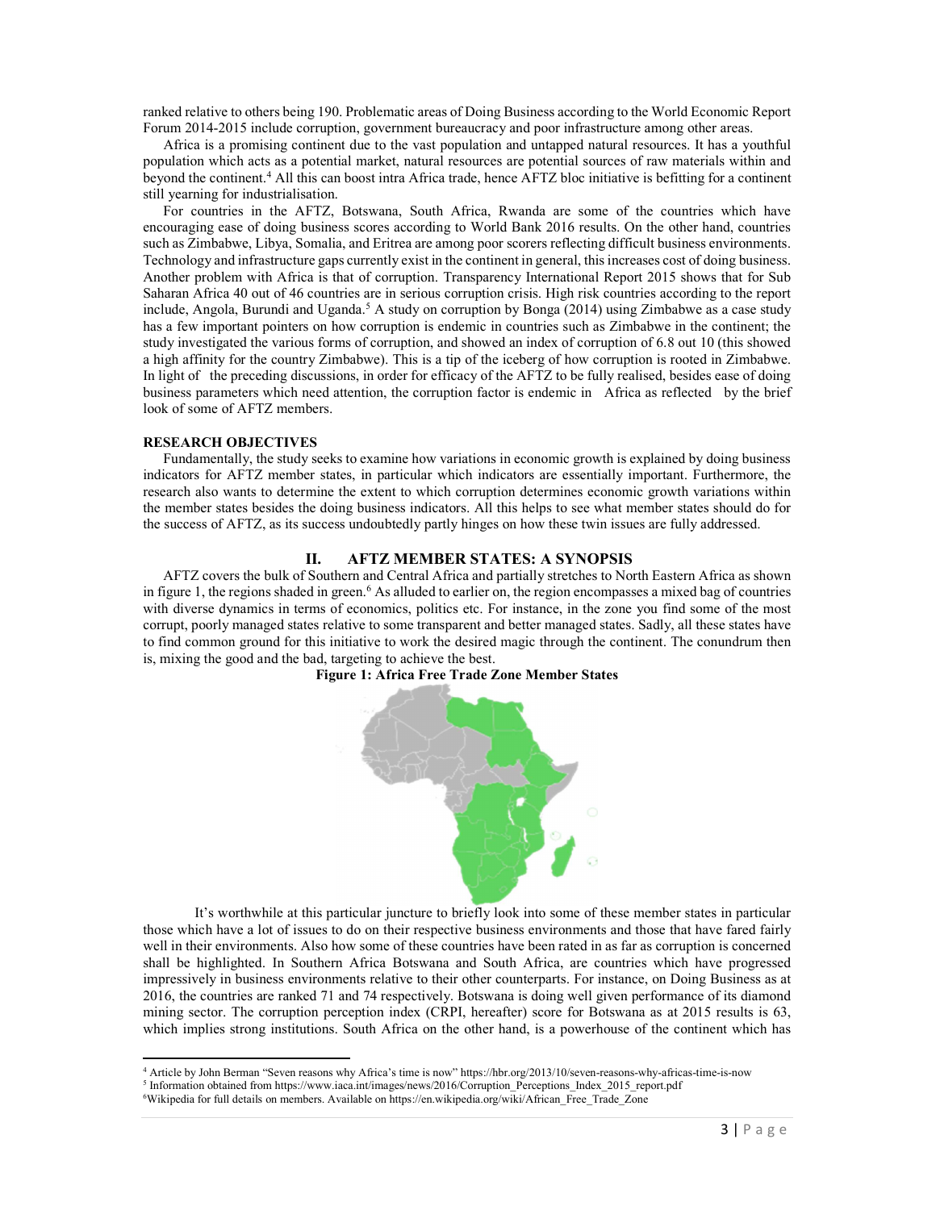ranked relative to others being 190. Problematic areas of Doing Business according to the World Economic Report Forum 2014-2015 include corruption, government bureaucracy and poor infrastructure among other areas.

Africa is a promising continent due to the vast population and untapped natural resources. It has a youthful population which acts as a potential market, natural resources are potential sources of raw materials within and beyond the continent.[4] All this can boost intra Africa trade, hence AFTZ bloc initiative is befitting for a continent still yearning for industrialisation.

For countries in the AFTZ, Botswana, South Africa, Rwanda are some of the countries which have encouraging ease of doing business scores according to World Bank 2016 results. On the other hand, countries such as Zimbabwe, Libya, Somalia, and Eritrea are among poor scorers reflecting difficult business environments. Technology and infrastructure gaps currently exist in the continent in general, this increases cost of doing business. Another problem with Africa is that of corruption. Transparency International Report 2015 shows that for Sub Saharan Africa 40 out of 46 countries are in serious corruption crisis. High risk countries according to the report include, Angola, Burundi and Uganda.[5] A study on corruption by Bonga (2014) using Zimbabwe as a case study has a few important pointers on how corruption is endemic in countries such as Zimbabwe in the continent; the study investigated the various forms of corruption, and showed an index of corruption of 6.8 out 10 (this showed a high affinity for the country Zimbabwe). This is a tip of the iceberg of how corruption is rooted in Zimbabwe. In light of the preceding discussions, in order for efficacy of the AFTZ to be fully realised, besides ease of doing business parameters which need attention, the corruption factor is endemic in Africa as reflected by the brief look of some of AFTZ members.

**RESEARCH OBJECTIVES**

Fundamentally, the study seeks to examine how variations in economic growth is explained by doing business indicators for AFTZ member states, in particular which indicators are essentially important. Furthermore, the research also wants to determine the extent to which corruption determines economic growth variations within the member states besides the doing business indicators. All this helps to see what member states should do for the success of AFTZ, as its success undoubtedly partly hinges on how these twin issues are fully addressed.

## II. AFTZ MEMBER STATES: A SYNOPSIS

AFTZ covers the bulk of Southern and Central Africa and partially stretches to North Eastern Africa as shown in figure 1, the regions shaded in green.[6] As alluded to earlier on, the region encompasses a mixed bag of countries with diverse dynamics in terms of economics, politics etc. For instance, in the zone you find some of the most corrupt, poorly managed states relative to some transparent and better managed states. Sadly, all these states have to find common ground for this initiative to work the desired magic through the continent. The conundrum then is, mixing the good and the bad, targeting to achieve the best.

**Figure 1: Africa Free Trade Zone Member States**

It's worthwhile at this particular juncture to briefly look into some of these member states in particular those which have a lot of issues to do on their respective business environments and those that have fared fairly well in their environments. Also how some of these countries have been rated in as far as corruption is concerned shall be highlighted. In Southern Africa Botswana and South Africa, are countries which have progressed impressively in business environments relative to their other counterparts. For instance, on Doing Business as at 2016, the countries are ranked 71 and 74 respectively. Botswana is doing well given performance of its diamond mining sector. The corruption perception index (CRPI, hereafter) score for Botswana as at 2015 results is 63, which implies strong institutions. South Africa on the other hand, is a powerhouse of the continent which has

---

[4] Article by John Berman "Seven reasons why Africa's time is now" https://hbr.org/2013/10/seven-reasons-why-africas-time-is-now

[5] Information obtained from https://www.iaca.int/images/news/2016/Corruption_Perceptions_Index_2015_report.pdf

[6] Wikipedia for full details on members. Available on https://en.wikipedia.org/wiki/African_Free_Trade_Zone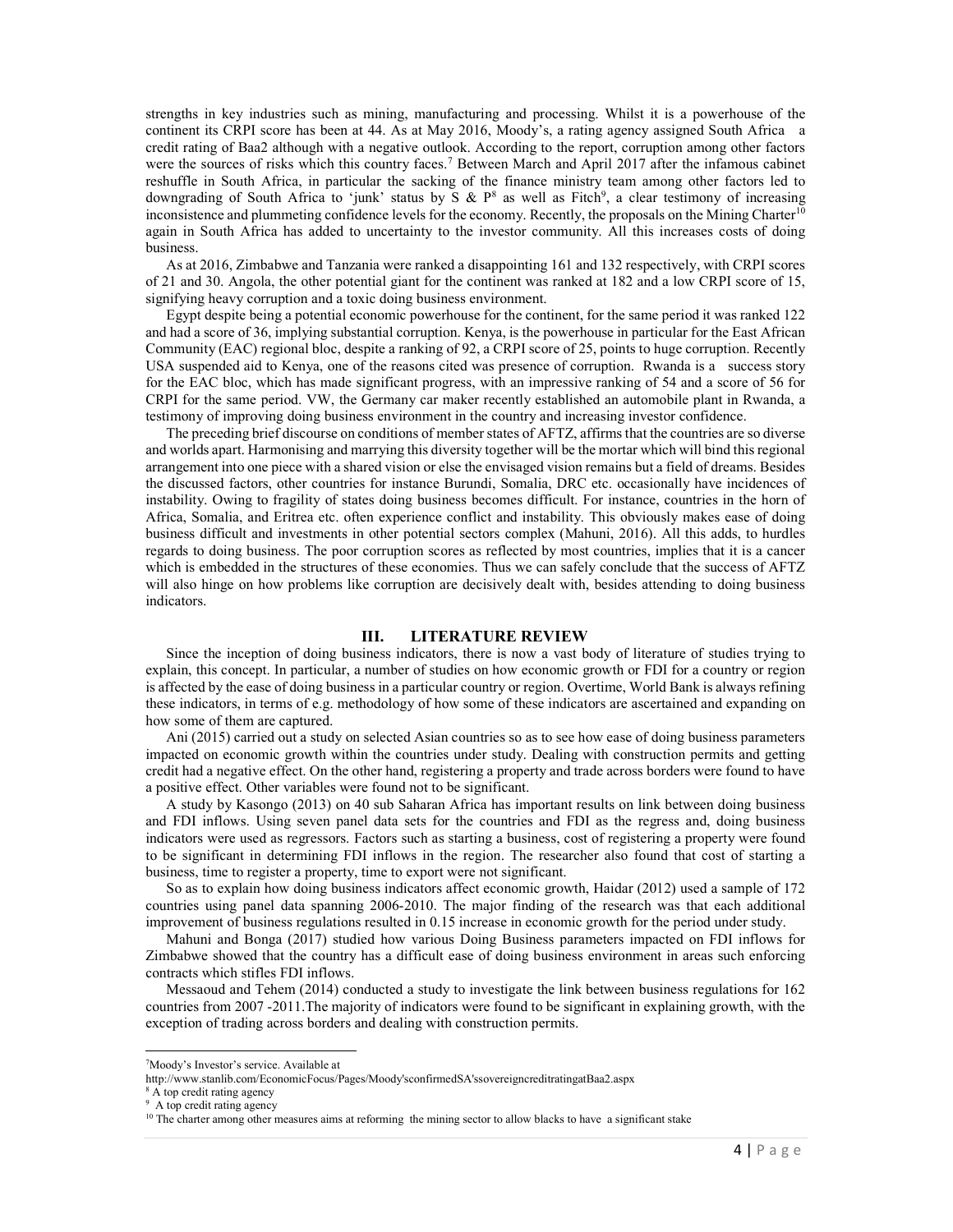strengths in key industries such as mining, manufacturing and processing. Whilst it is a powerhouse of the continent its CRPI score has been at 44. As at May 2016, Moody's, a rating agency assigned South Africa a credit rating of Baa2 although with a negative outlook. According to the report, corruption among other factors were the sources of risks which this country faces.[7] Between March and April 2017 after the infamous cabinet reshuffle in South Africa, in particular the sacking of the finance ministry team among other factors led to downgrading of South Africa to 'junk' status by S & P[8] as well as Fitch[9], a clear testimony of increasing inconsistence and plummeting confidence levels for the economy. Recently, the proposals on the Mining Charter[10] again in South Africa has added to uncertainty to the investor community. All this increases costs of doing business.

As at 2016, Zimbabwe and Tanzania were ranked a disappointing 161 and 132 respectively, with CRPI scores of 21 and 30. Angola, the other potential giant for the continent was ranked at 182 and a low CRPI score of 15, signifying heavy corruption and a toxic doing business environment.

Egypt despite being a potential economic powerhouse for the continent, for the same period it was ranked 122 and had a score of 36, implying substantial corruption. Kenya, is the powerhouse in particular for the East African Community (EAC) regional bloc, despite a ranking of 92, a CRPI score of 25, points to huge corruption. Recently USA suspended aid to Kenya, one of the reasons cited was presence of corruption. Rwanda is a success story for the EAC bloc, which has made significant progress, with an impressive ranking of 54 and a score of 56 for CRPI for the same period. VW, the Germany car maker recently established an automobile plant in Rwanda, a testimony of improving doing business environment in the country and increasing investor confidence.

The preceding brief discourse on conditions of member states of AFTZ, affirms that the countries are so diverse and worlds apart. Harmonising and marrying this diversity together will be the mortar which will bind this regional arrangement into one piece with a shared vision or else the envisaged vision remains but a field of dreams. Besides the discussed factors, other countries for instance Burundi, Somalia, DRC etc. occasionally have incidences of instability. Owing to fragility of states doing business becomes difficult. For instance, countries in the horn of Africa, Somalia, and Eritrea etc. often experience conflict and instability. This obviously makes ease of doing business difficult and investments in other potential sectors complex (Mahuni, 2016). All this adds, to hurdles regards to doing business. The poor corruption scores as reflected by most countries, implies that it is a cancer which is embedded in the structures of these economies. Thus we can safely conclude that the success of AFTZ will also hinge on how problems like corruption are decisively dealt with, besides attending to doing business indicators.

## III. LITERATURE REVIEW

Since the inception of doing business indicators, there is now a vast body of literature of studies trying to explain, this concept. In particular, a number of studies on how economic growth or FDI for a country or region is affected by the ease of doing business in a particular country or region. Overtime, World Bank is always refining these indicators, in terms of e.g. methodology of how some of these indicators are ascertained and expanding on how some of them are captured.

Ani (2015) carried out a study on selected Asian countries so as to see how ease of doing business parameters impacted on economic growth within the countries under study. Dealing with construction permits and getting credit had a negative effect. On the other hand, registering a property and trade across borders were found to have a positive effect. Other variables were found not to be significant.

A study by Kasongo (2013) on 40 sub Saharan Africa has important results on link between doing business and FDI inflows. Using seven panel data sets for the countries and FDI as the regress and, doing business indicators were used as regressors. Factors such as starting a business, cost of registering a property were found to be significant in determining FDI inflows in the region. The researcher also found that cost of starting a business, time to register a property, time to export were not significant.

So as to explain how doing business indicators affect economic growth, Haidar (2012) used a sample of 172 countries using panel data spanning 2006-2010. The major finding of the research was that each additional improvement of business regulations resulted in 0.15 increase in economic growth for the period under study.

Mahuni and Bonga (2017) studied how various Doing Business parameters impacted on FDI inflows for Zimbabwe showed that the country has a difficult ease of doing business environment in areas such enforcing contracts which stifles FDI inflows.

Messaoud and Tehem (2014) conducted a study to investigate the link between business regulations for 162 countries from 2007 -2011.The majority of indicators were found to be significant in explaining growth, with the exception of trading across borders and dealing with construction permits.

---

[7] Moody's Investor's service. Available at http://www.stanlib.com/EconomicFocus/Pages/Moody'sconfirmedSA'ssovereigncreditratingatBaa2.aspx

[8] A top credit rating agency

[9] A top credit rating agency

[10] The charter among other measures aims at reforming the mining sector to allow blacks to have a significant stake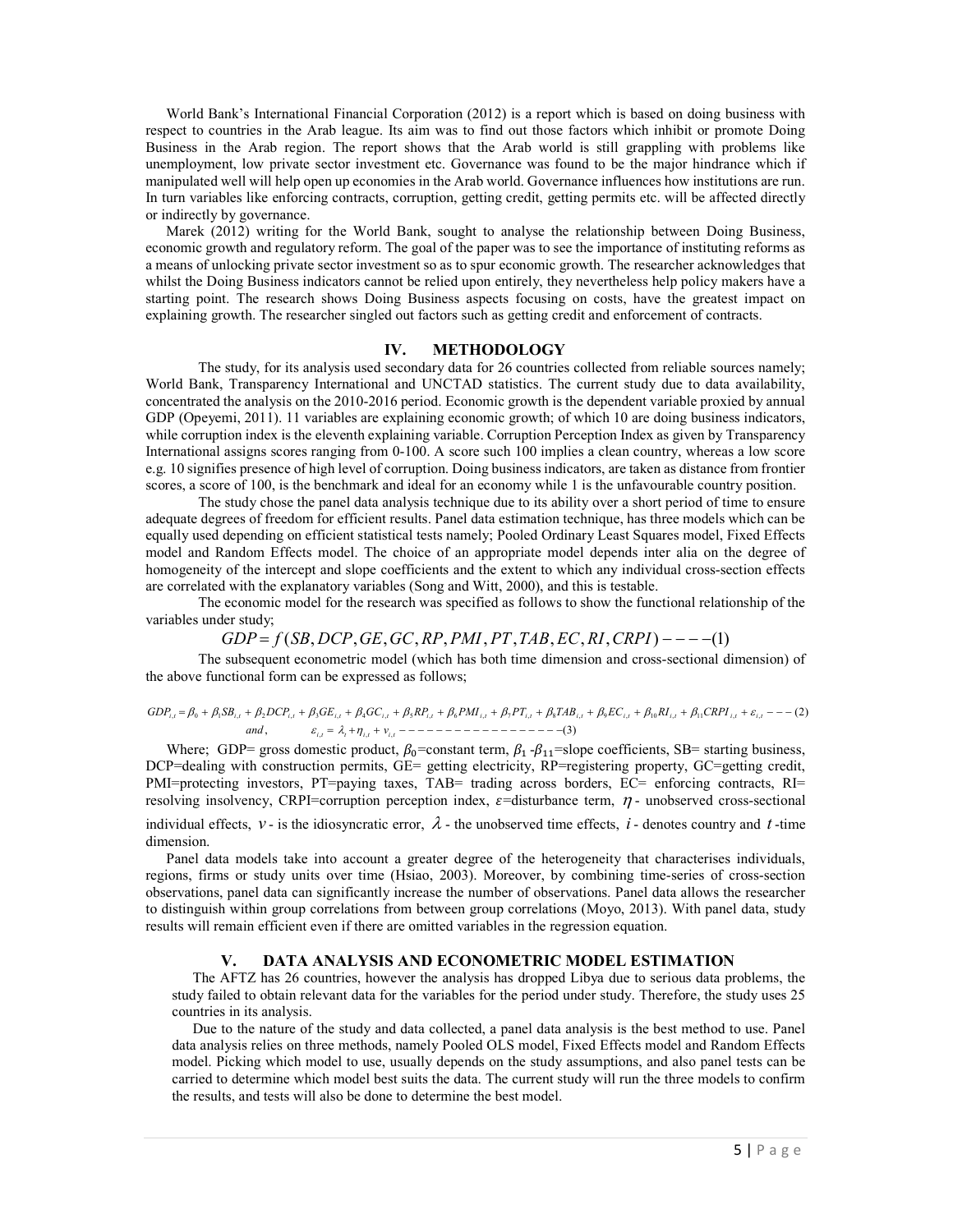World Bank's International Financial Corporation (2012) is a report which is based on doing business with respect to countries in the Arab league. Its aim was to find out those factors which inhibit or promote Doing Business in the Arab region. The report shows that the Arab world is still grappling with problems like unemployment, low private sector investment etc. Governance was found to be the major hindrance which if manipulated well will help open up economies in the Arab world. Governance influences how institutions are run. In turn variables like enforcing contracts, corruption, getting credit, getting permits etc. will be affected directly or indirectly by governance.

Marek (2012) writing for the World Bank, sought to analyse the relationship between Doing Business, economic growth and regulatory reform. The goal of the paper was to see the importance of instituting reforms as a means of unlocking private sector investment so as to spur economic growth. The researcher acknowledges that whilst the Doing Business indicators cannot be relied upon entirely, they nevertheless help policy makers have a starting point. The research shows Doing Business aspects focusing on costs, have the greatest impact on explaining growth. The researcher singled out factors such as getting credit and enforcement of contracts.

## IV. METHODOLOGY

The study, for its analysis used secondary data for 26 countries collected from reliable sources namely; World Bank, Transparency International and UNCTAD statistics. The current study due to data availability, concentrated the analysis on the 2010-2016 period. Economic growth is the dependent variable proxied by annual GDP (Opeyemi, 2011). 11 variables are explaining economic growth; of which 10 are doing business indicators, while corruption index is the eleventh explaining variable. Corruption Perception Index as given by Transparency International assigns scores ranging from 0-100. A score such 100 implies a clean country, whereas a low score e.g. 10 signifies presence of high level of corruption. Doing business indicators, are taken as distance from frontier scores, a score of 100, is the benchmark and ideal for an economy while 1 is the unfavourable country position.

The study chose the panel data analysis technique due to its ability over a short period of time to ensure adequate degrees of freedom for efficient results. Panel data estimation technique, has three models which can be equally used depending on efficient statistical tests namely; Pooled Ordinary Least Squares model, Fixed Effects model and Random Effects model. The choice of an appropriate model depends inter alia on the degree of homogeneity of the intercept and slope coefficients and the extent to which any individual cross-section effects are correlated with the explanatory variables (Song and Witt, 2000), and this is testable.

The economic model for the research was specified as follows to show the functional relationship of the variables under study;

$$GDP = f(SB, DCP, GE, GC, RP, PMI, PT, TAB, EC, RI, CRPI) ----(1)$$

The subsequent econometric model (which has both time dimension and cross-sectional dimension) of the above functional form can be expressed as follows;

$$GDP_{i,t} = \beta_0 + \beta_1 SB_{i,t} + \beta_2 DCP_{i,t} + \beta_3 GE_{i,t} + \beta_4 GC_{i,t} + \beta_5 RP_{i,t} + \beta_6 PMI_{i,t} + \beta_7 PT_{i,t} + \beta_8 TAB_{i,t} + \beta_9 EC_{i,t} + \beta_{10} RI_{i,t} + \beta_{11} CRPI_{i,t} + \varepsilon_{i,t} ---(2)$$

$$and, \quad \varepsilon_{i,t} = \lambda_t + \eta_{i,t} + v_{i,t} -----------------(3)$$

Where; GDP= gross domestic product, $\beta_0$=constant term, $\beta_1$ -$\beta_{11}$=slope coefficients, SB= starting business, DCP=dealing with construction permits, GE= getting electricity, RP=registering property, GC=getting credit, PMI=protecting investors, PT=paying taxes, TAB= trading across borders, EC= enforcing contracts, RI= resolving insolvency, CRPI=corruption perception index, $\varepsilon$=disturbance term, $\eta$ - unobserved cross-sectional individual effects, $v$ - is the idiosyncratic error, $\lambda$ - the unobserved time effects, $i$ - denotes country and $t$ -time dimension.

Panel data models take into account a greater degree of the heterogeneity that characterises individuals, regions, firms or study units over time (Hsiao, 2003). Moreover, by combining time-series of cross-section observations, panel data can significantly increase the number of observations. Panel data allows the researcher to distinguish within group correlations from between group correlations (Moyo, 2013). With panel data, study results will remain efficient even if there are omitted variables in the regression equation.

## V. DATA ANALYSIS AND ECONOMETRIC MODEL ESTIMATION

The AFTZ has 26 countries, however the analysis has dropped Libya due to serious data problems, the study failed to obtain relevant data for the variables for the period under study. Therefore, the study uses 25 countries in its analysis.

Due to the nature of the study and data collected, a panel data analysis is the best method to use. Panel data analysis relies on three methods, namely Pooled OLS model, Fixed Effects model and Random Effects model. Picking which model to use, usually depends on the study assumptions, and also panel tests can be carried to determine which model best suits the data. The current study will run the three models to confirm the results, and tests will also be done to determine the best model.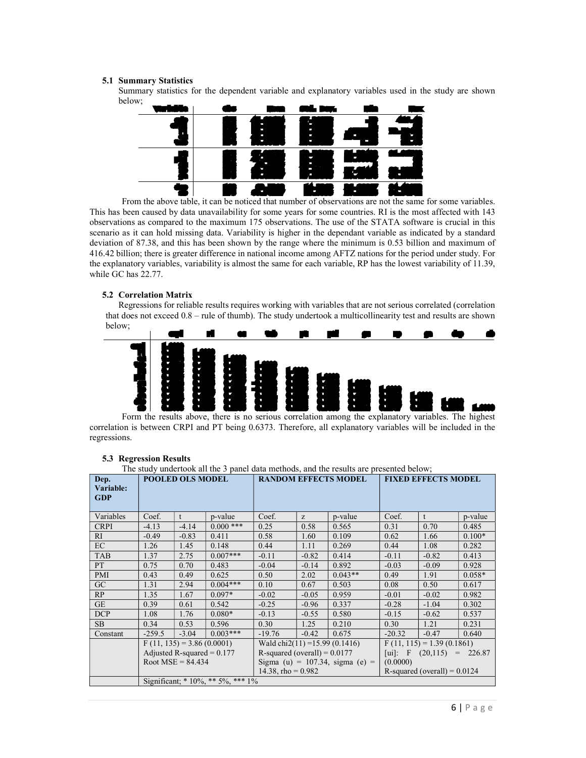### 5.1 Summary Statistics

Summary statistics for the dependent variable and explanatory variables used in the study are shown below;

From the above table, it can be noticed that number of observations are not the same for some variables. This has been caused by data unavailability for some years for some countries. RI is the most affected with 143 observations as compared to the maximum 175 observations. The use of the STATA software is crucial in this scenario as it can hold missing data. Variability is higher in the dependant variable as indicated by a standard deviation of 87.38, and this has been shown by the range where the minimum is 0.53 billion and maximum of 416.42 billion; there is greater difference in national income among AFTZ nations for the period under study. For the explanatory variables, variability is almost the same for each variable, RP has the lowest variability of 11.39, while GC has 22.77.

### 5.2 Correlation Matrix

Regressions for reliable results requires working with variables that are not serious correlated (correlation that does not exceed 0.8 – rule of thumb). The study undertook a multicollinearity test and results are shown below;

Form the results above, there is no serious correlation among the explanatory variables. The highest correlation is between CRPI and PT being 0.6373. Therefore, all explanatory variables will be included in the regressions.

### 5.3 Regression Results

The study undertook all the 3 panel data methods, and the results are presented below;

| Dep. Variable: GDP | POOLED OLS MODEL | | | RANDOM EFFECTS MODEL | | | FIXED EFFECTS MODEL | | |
|---|---|---|---|---|---|---|---|---|---|
| Variables | Coef. | t | p-value | Coef. | z | p-value | Coef. | t | p-value |
| CRPI | -4.13 | -4.14 | 0.000 *** | 0.25 | 0.58 | 0.565 | 0.31 | 0.70 | 0.485 |
| RI | -0.49 | -0.83 | 0.411 | 0.58 | 1.60 | 0.109 | 0.62 | 1.66 | 0.100* |
| EC | 1.26 | 1.45 | 0.148 | 0.44 | 1.11 | 0.269 | 0.44 | 1.08 | 0.282 |
| TAB | 1.37 | 2.75 | 0.007*** | -0.11 | -0.82 | 0.414 | -0.11 | -0.82 | 0.413 |
| PT | 0.75 | 0.70 | 0.483 | -0.04 | -0.14 | 0.892 | -0.03 | -0.09 | 0.928 |
| PMI | 0.43 | 0.49 | 0.625 | 0.50 | 2.02 | 0.043** | 0.49 | 1.91 | 0.058* |
| GC | 1.31 | 2.94 | 0.004*** | 0.10 | 0.67 | 0.503 | 0.08 | 0.50 | 0.617 |
| RP | 1.35 | 1.67 | 0.097* | -0.02 | -0.05 | 0.959 | -0.01 | -0.02 | 0.982 |
| GE | 0.39 | 0.61 | 0.542 | -0.25 | -0.96 | 0.337 | -0.28 | -1.04 | 0.302 |
| DCP | 1.08 | 1.76 | 0.080* | -0.13 | -0.55 | 0.580 | -0.15 | -0.62 | 0.537 |
| SB | 0.34 | 0.53 | 0.596 | 0.30 | 1.25 | 0.210 | 0.30 | 1.21 | 0.231 |
| Constant | -259.5 | -3.04 | 0.003*** | -19.76 | -0.42 | 0.675 | -20.32 | -0.47 | 0.640 |
| | F (11, 135) = 3.86 (0.0001) Adjusted R-squared = 0.177 Root MSE = 84.434 | | | Wald chi2(11) =15.99 (0.1416) R-squared (overall) = 0.0177 Sigma (u) = 107.34, sigma (e) = 14.38, rho = 0.982 | | | F (11, 115) = 1.39 (0.1861) [ui]: F (20,115) = 226.87 (0.0000) R-squared (overall) = 0.0124 | | |
| | Significant; * 10%, ** 5%, *** 1% | | | | | | | | |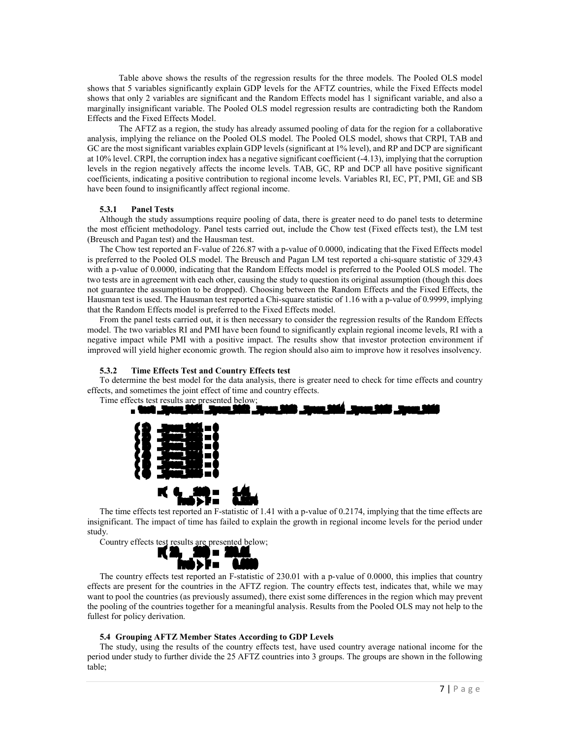Table above shows the results of the regression results for the three models. The Pooled OLS model shows that 5 variables significantly explain GDP levels for the AFTZ countries, while the Fixed Effects model shows that only 2 variables are significant and the Random Effects model has 1 significant variable, and also a marginally insignificant variable. The Pooled OLS model regression results are contradicting both the Random Effects and the Fixed Effects Model.

The AFTZ as a region, the study has already assumed pooling of data for the region for a collaborative analysis, implying the reliance on the Pooled OLS model. The Pooled OLS model, shows that CRPI, TAB and GC are the most significant variables explain GDP levels (significant at 1% level), and RP and DCP are significant at 10% level. CRPI, the corruption index has a negative significant coefficient (-4.13), implying that the corruption levels in the region negatively affects the income levels. TAB, GC, RP and DCP all have positive significant coefficients, indicating a positive contribution to regional income levels. Variables RI, EC, PT, PMI, GE and SB have been found to insignificantly affect regional income.

### 5.3.1 Panel Tests

Although the study assumptions require pooling of data, there is greater need to do panel tests to determine the most efficient methodology. Panel tests carried out, include the Chow test (Fixed effects test), the LM test (Breusch and Pagan test) and the Hausman test.

The Chow test reported an F-value of 226.87 with a p-value of 0.0000, indicating that the Fixed Effects model is preferred to the Pooled OLS model. The Breusch and Pagan LM test reported a chi-square statistic of 329.43 with a p-value of 0.0000, indicating that the Random Effects model is preferred to the Pooled OLS model. The two tests are in agreement with each other, causing the study to question its original assumption (though this does not guarantee the assumption to be dropped). Choosing between the Random Effects and the Fixed Effects, the Hausman test is used. The Hausman test reported a Chi-square statistic of 1.16 with a p-value of 0.9999, implying that the Random Effects model is preferred to the Fixed Effects model.

From the panel tests carried out, it is then necessary to consider the regression results of the Random Effects model. The two variables RI and PMI have been found to significantly explain regional income levels, RI with a negative impact while PMI with a positive impact. The results show that investor protection environment if improved will yield higher economic growth. The region should also aim to improve how it resolves insolvency.

### 5.3.2 Time Effects Test and Country Effects test

To determine the best model for the data analysis, there is greater need to check for time effects and country effects, and sometimes the joint effect of time and country effects.

Time effects test results are presented below;

```
. test _Iyear_2011 _Iyear_2012 _Iyear_2013 _Iyear_2014 _Iyear_2015 _Iyear_2016

 ( 1)  _Iyear_2011 = 0
 ( 2)  _Iyear_2012 = 0
 ( 3)  _Iyear_2013 = 0
 ( 4)  _Iyear_2014 = 0
 ( 5)  _Iyear_2015 = 0
 ( 6)  _Iyear_2016 = 0

       F(  6,   139) =    1.41
            Prob > F =    0.2174
```

The time effects test reported an F-statistic of 1.41 with a p-value of 0.2174, implying that the time effects are insignificant. The impact of time has failed to explain the growth in regional income levels for the period under study.

Country effects test results are presented below;

```
       F( 24,   139) =  230.01
            Prob > F =    0.0000
```

The country effects test reported an F-statistic of 230.01 with a p-value of 0.0000, this implies that country effects are present for the countries in the AFTZ region. The country effects test, indicates that, while we may want to pool the countries (as previously assumed), there exist some differences in the region which may prevent the pooling of the countries together for a meaningful analysis. Results from the Pooled OLS may not help to the fullest for policy derivation.

### 5.4 Grouping AFTZ Member States According to GDP Levels

The study, using the results of the country effects test, have used country average national income for the period under study to further divide the 25 AFTZ countries into 3 groups. The groups are shown in the following table;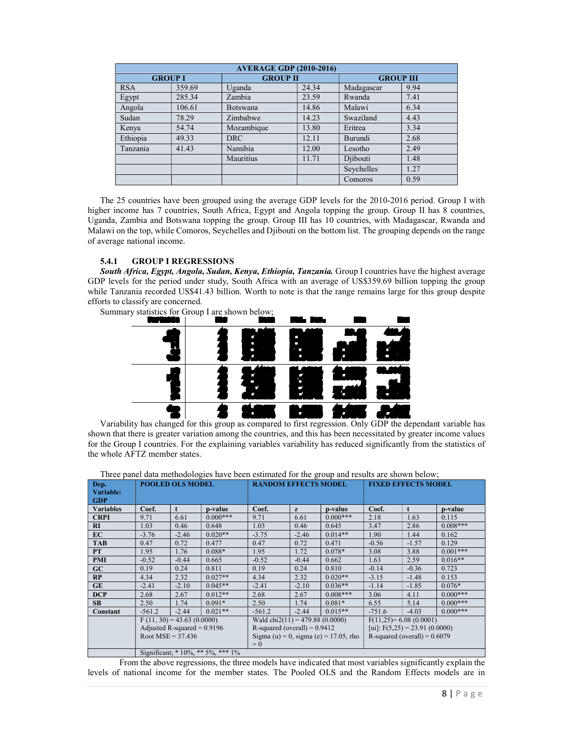| AVERAGE GDP (2010-2016) | | | | | |
|---|---|---|---|---|---|
| GROUP I | | GROUP II | | GROUP III | |
| RSA | 359.69 | Uganda | 24.34 | Madagascar | 9.94 |
| Egypt | 285.34 | Zambia | 23.59 | Rwanda | 7.41 |
| Angola | 106.61 | Botswana | 14.86 | Malawi | 6.34 |
| Sudan | 78.29 | Zimbabwe | 14.23 | Swaziland | 4.43 |
| Kenya | 54.74 | Mozambique | 13.80 | Eritrea | 3.34 |
| Ethiopia | 49.33 | DRC | 12.11 | Burundi | 2.68 |
| Tanzania | 41.43 | Namibia | 12.00 | Lesotho | 2.49 |
| | | Mauritius | 11.71 | Djibouti | 1.48 |
| | | | | Seychelles | 1.27 |
| | | | | Comoros | 0.59 |

The 25 countries have been grouped using the average GDP levels for the 2010-2016 period. Group I with higher income has 7 countries, South Africa, Egypt and Angola topping the group. Group II has 8 countries, Uganda, Zambia and Botswana topping the group. Group III has 10 countries, with Madagascar, Rwanda and Malawi on the top, while Comoros, Seychelles and Djibouti on the bottom list. The grouping depends on the range of average national income.

### 5.4.1 GROUP I REGRESSIONS

***South Africa, Egypt, Angola, Sudan, Kenya, Ethiopia, Tanzania.*** Group I countries have the highest average GDP levels for the period under study, South Africa with an average of US$359.69 billion topping the group while Tanzania recorded US$41.43 billion. Worth to note is that the range remains large for this group despite efforts to classify are concerned.

Summary statistics for Group I are shown below;

Variability has changed for this group as compared to first regression. Only GDP the dependant variable has shown that there is greater variation among the countries, and this has been necessitated by greater income values for the Group I countries. For the explaining variables variability has reduced significantly from the statistics of the whole AFTZ member states.

Three panel data methodologies have been estimated for the group and results are shown below;

| Dep. Variable: GDP | POOLED OLS MODEL | | | RANDOM EFFECTS MODEL | | | FIXED EFFECTS MODEL | | |
|---|---|---|---|---|---|---|---|---|---|
| **Variables** | **Coef.** | **t** | **p-value** | **Coef.** | **z** | **p-value** | **Coef.** | **t** | **p-value** |
| **CRPI** | 9.71 | 6.61 | 0.000*** | 9.71 | 6.61 | 0.000*** | 2.18 | 1.63 | 0.115 |
| **RI** | 1.03 | 0.46 | 0.648 | 1.03 | 0.46 | 0.645 | 3.47 | 2.86 | 0.008*** |
| **EC** | -3.76 | -2.46 | 0.020** | -3.75 | -2.46 | 0.014** | 1.90 | 1.44 | 0.162 |
| **TAB** | 0.47 | 0.72 | 0.477 | 0.47 | 0.72 | 0.471 | -0.56 | -1.57 | 0.129 |
| **PT** | 1.95 | 1.76 | 0.088* | 1.95 | 1.72 | 0.078* | 3.08 | 3.88 | 0.001*** |
| **PMI** | -0.52 | -0.44 | 0.665 | -0.52 | -0.44 | 0.662 | 1.63 | 2.59 | 0.016** |
| **GC** | 0.19 | 0.24 | 0.811 | 0.19 | 0.24 | 0.810 | -0.14 | -0.36 | 0.723 |
| **RP** | 4.34 | 2.32 | 0.027** | 4.34 | 2.32 | 0.020** | -3.15 | -1.48 | 0.153 |
| **GE** | -2.41 | -2.10 | 0.045** | -2.41 | -2.10 | 0.036** | -1.14 | -1.85 | 0.076* |
| **DCP** | 2.68 | 2.67 | 0.012** | 2.68 | 2.67 | 0.008*** | 3.06 | 4.11 | 0.000*** |
| **SB** | 2.50 | 1.74 | 0.091* | 2.50 | 1.74 | 0.081* | 6.55 | 5.14 | 0.000*** |
| **Constant** | -561.2 | -2.44 | 0.021** | -561.2 | -2.44 | 0.015** | -751.6 | -4.03 | 0.000*** |
| | F (11, 30) = 43.63 (0.0000) Adjusted R-squared = 0.9196 Root MSE = 37.436 | | | Wald chi2(11) = 479.88 (0.0000) R-squared (overall) = 0.9412 Sigma (u) = 0, sigma (e) = 17.05, rho = 0 | | | F(11,25)= 6.08 (0.0001) [ui]: F(5,25) = 23.91 (0.0000) R-squared (overall) = 0.6079 | | |
| | Significant; * 10%, ** 5%, *** 1% | | | | | | | | |

From the above regressions, the three models have indicated that most variables significantly explain the levels of national income for the member states. The Pooled OLS and the Random Effects models are in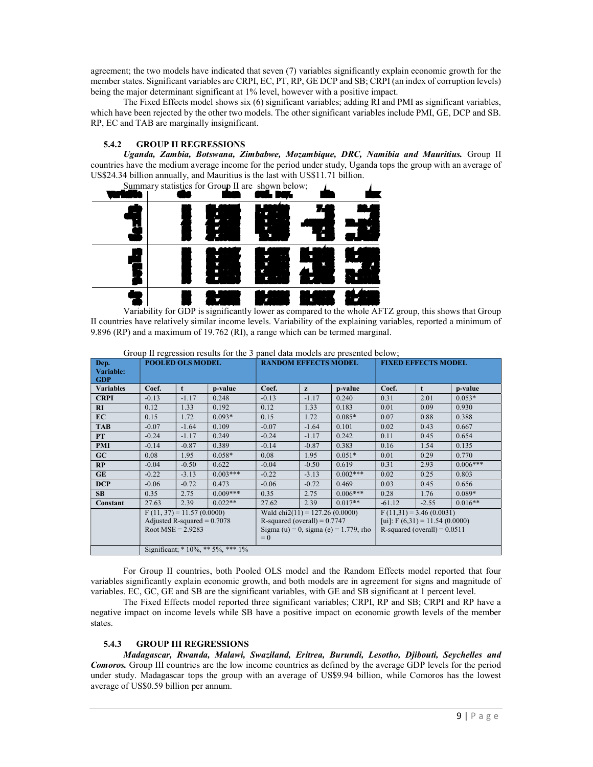agreement; the two models have indicated that seven (7) variables significantly explain economic growth for the member states. Significant variables are CRPI, EC, PT, RP, GE DCP and SB; CRPI (an index of corruption levels) being the major determinant significant at 1% level, however with a positive impact.

The Fixed Effects model shows six (6) significant variables; adding RI and PMI as significant variables, which have been rejected by the other two models. The other significant variables include PMI, GE, DCP and SB. RP, EC and TAB are marginally insignificant.

### 5.4.2 GROUP II REGRESSIONS

***Uganda, Zambia, Botswana, Zimbabwe, Mozambique, DRC, Namibia and Mauritius.*** Group II countries have the medium average income for the period under study, Uganda tops the group with an average of US$24.34 billion annually, and Mauritius is the last with US$11.71 billion.

Summary statistics for Group II are shown below;

Variability for GDP is significantly lower as compared to the whole AFTZ group, this shows that Group II countries have relatively similar income levels. Variability of the explaining variables, reported a minimum of 9.896 (RP) and a maximum of 19.762 (RI), a range which can be termed marginal.

Group II regression results for the 3 panel data models are presented below;

| Dep. Variable: GDP | POOLED OLS MODEL | | | RANDOM EFFECTS MODEL | | | FIXED EFFECTS MODEL | | |
|---|---|---|---|---|---|---|---|---|---|
| **Variables** | **Coef.** | **t** | **p-value** | **Coef.** | **z** | **p-value** | **Coef.** | **t** | **p-value** |
| **CRPI** | -0.13 | -1.17 | 0.248 | -0.13 | -1.17 | 0.240 | 0.31 | 2.01 | 0.053* |
| **RI** | 0.12 | 1.33 | 0.192 | 0.12 | 1.33 | 0.183 | 0.01 | 0.09 | 0.930 |
| **EC** | 0.15 | 1.72 | 0.093* | 0.15 | 1.72 | 0.085* | 0.07 | 0.88 | 0.388 |
| **TAB** | -0.07 | -1.64 | 0.109 | -0.07 | -1.64 | 0.101 | 0.02 | 0.43 | 0.667 |
| **PT** | -0.24 | -1.17 | 0.249 | -0.24 | -1.17 | 0.242 | 0.11 | 0.45 | 0.654 |
| **PMI** | -0.14 | -0.87 | 0.389 | -0.14 | -0.87 | 0.383 | 0.16 | 1.54 | 0.135 |
| **GC** | 0.08 | 1.95 | 0.058* | 0.08 | 1.95 | 0.051* | 0.01 | 0.29 | 0.770 |
| **RP** | -0.04 | -0.50 | 0.622 | -0.04 | -0.50 | 0.619 | 0.31 | 2.93 | 0.006*** |
| **GE** | -0.22 | -3.13 | 0.003*** | -0.22 | -3.13 | 0.002*** | 0.02 | 0.25 | 0.803 |
| **DCP** | -0.06 | -0.72 | 0.473 | -0.06 | -0.72 | 0.469 | 0.03 | 0.45 | 0.656 |
| **SB** | 0.35 | 2.75 | 0.009*** | 0.35 | 2.75 | 0.006*** | 0.28 | 1.76 | 0.089* |
| **Constant** | 27.63 | 2.39 | 0.022** | 27.62 | 2.39 | 0.017** | -61.12 | -2.55 | 0.016** |
| | F (11, 37) = 11.57 (0.0000) Adjusted R-squared = 0.7078 Root MSE = 2.9283 | | | Wald chi2(11) = 127.26 (0.0000) R-squared (overall) = 0.7747 Sigma (u) = 0, sigma (e) = 1.779, rho = 0 | | | F (11,31) = 3.46 (0.0031) [ui]: F (6,31) = 11.54 (0.0000) R-squared (overall) = 0.0511 | | |
| | Significant; * 10%, ** 5%, *** 1% | | | | | | | | |

For Group II countries, both Pooled OLS model and the Random Effects model reported that four variables significantly explain economic growth, and both models are in agreement for signs and magnitude of variables. EC, GC, GE and SB are the significant variables, with GE and SB significant at 1 percent level.

The Fixed Effects model reported three significant variables; CRPI, RP and SB; CRPI and RP have a negative impact on income levels while SB have a positive impact on economic growth levels of the member states.

### 5.4.3 GROUP III REGRESSIONS

***Madagascar, Rwanda, Malawi, Swaziland, Eritrea, Burundi, Lesotho, Djibouti, Seychelles and Comoros.*** Group III countries are the low income countries as defined by the average GDP levels for the period under study. Madagascar tops the group with an average of US$9.94 billion, while Comoros has the lowest average of US$0.59 billion per annum.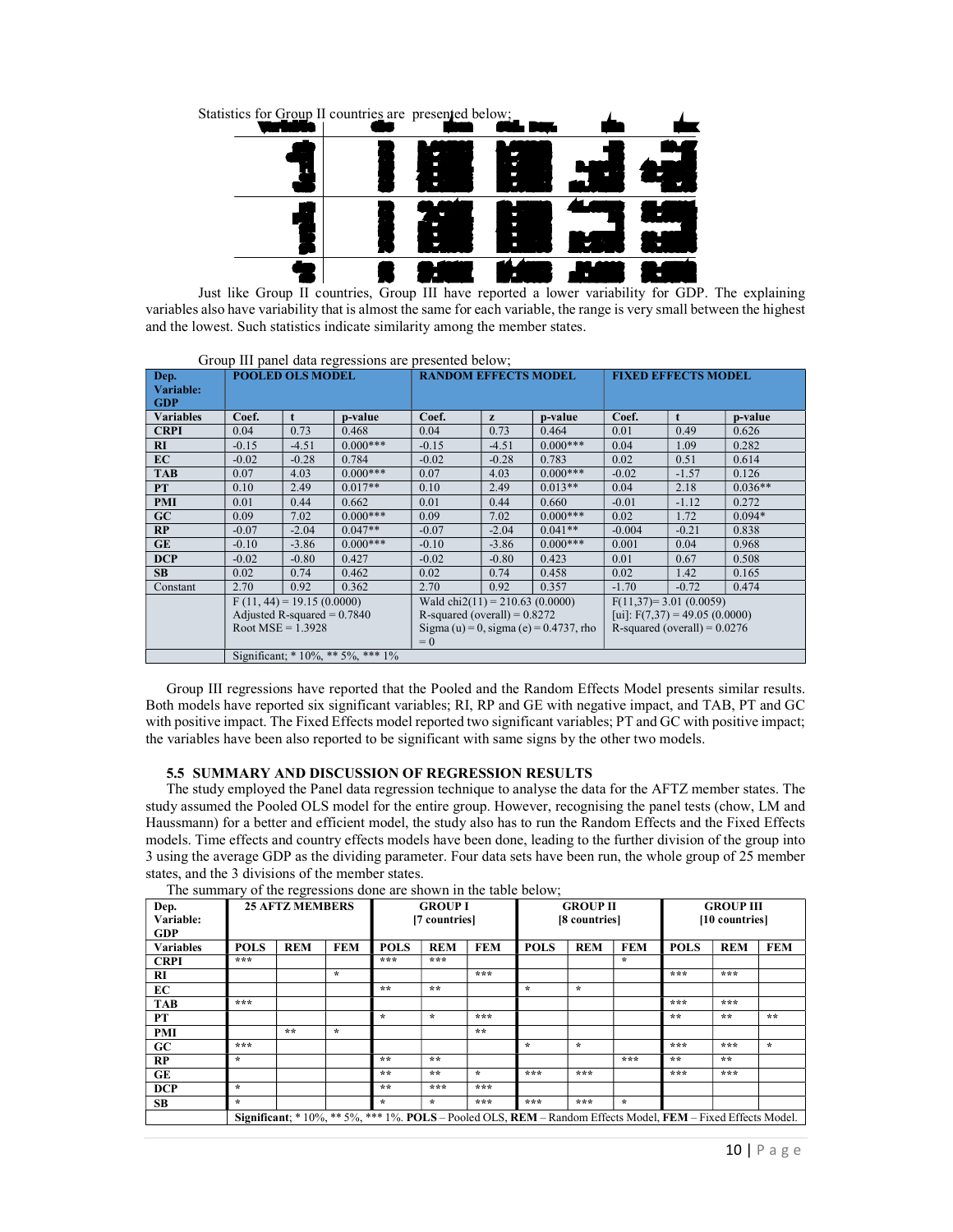Statistics for Group II countries are presented below;

Just like Group II countries, Group III have reported a lower variability for GDP. The explaining variables also have variability that is almost the same for each variable, the range is very small between the highest and the lowest. Such statistics indicate similarity among the member states.

Group III panel data regressions are presented below;

| Dep. Variable: GDP | POOLED OLS MODEL | | | RANDOM EFFECTS MODEL | | | FIXED EFFECTS MODEL | | |
|---|---|---|---|---|---|---|---|---|---|
| **Variables** | **Coef.** | **t** | **p-value** | **Coef.** | **z** | **p-value** | **Coef.** | **t** | **p-value** |
| **CRPI** | 0.04 | 0.73 | 0.468 | 0.04 | 0.73 | 0.464 | 0.01 | 0.49 | 0.626 |
| **RI** | -0.15 | -4.51 | 0.000*** | -0.15 | -4.51 | 0.000*** | 0.04 | 1.09 | 0.282 |
| **EC** | -0.02 | -0.28 | 0.784 | -0.02 | -0.28 | 0.783 | 0.02 | 0.51 | 0.614 |
| **TAB** | 0.07 | 4.03 | 0.000*** | 0.07 | 4.03 | 0.000*** | -0.02 | -1.57 | 0.126 |
| **PT** | 0.10 | 2.49 | 0.017** | 0.10 | 2.49 | 0.013** | 0.04 | 2.18 | 0.036** |
| **PMI** | 0.01 | 0.44 | 0.662 | 0.01 | 0.44 | 0.660 | -0.01 | -1.12 | 0.272 |
| **GC** | 0.09 | 7.02 | 0.000*** | 0.09 | 7.02 | 0.000*** | 0.02 | 1.72 | 0.094* |
| **RP** | -0.07 | -2.04 | 0.047** | -0.07 | -2.04 | 0.041** | -0.004 | -0.21 | 0.838 |
| **GE** | -0.10 | -3.86 | 0.000*** | -0.10 | -3.86 | 0.000*** | 0.001 | 0.04 | 0.968 |
| **DCP** | -0.02 | -0.80 | 0.427 | -0.02 | -0.80 | 0.423 | 0.01 | 0.67 | 0.508 |
| **SB** | 0.02 | 0.74 | 0.462 | 0.02 | 0.74 | 0.458 | 0.02 | 1.42 | 0.165 |
| Constant | 2.70 | 0.92 | 0.362 | 2.70 | 0.92 | 0.357 | -1.70 | -0.72 | 0.474 |
| | $F(11, 44) = 19.15$ (0.0000) Adjusted R-squared = 0.7840 Root MSE = 1.3928 | | | Wald chi2(11) = 210.63 (0.0000) R-squared (overall) = 0.8272 Sigma (u) = 0, sigma (e) = 0.4737, rho = 0 | | | $F(11,37)= 3.01$ (0.0059) [ui]: $F(7,37) = 49.05$ (0.0000) R-squared (overall) = 0.0276 | | |
| | Significant; * 10%, ** 5%, *** 1% | | | | | | | | |

Group III regressions have reported that the Pooled and the Random Effects Model presents similar results. Both models have reported six significant variables; RI, RP and GE with negative impact, and TAB, PT and GC with positive impact. The Fixed Effects model reported two significant variables; PT and GC with positive impact; the variables have been also reported to be significant with same signs by the other two models.

### 5.5 SUMMARY AND DISCUSSION OF REGRESSION RESULTS

The study employed the Panel data regression technique to analyse the data for the AFTZ member states. The study assumed the Pooled OLS model for the entire group. However, recognising the panel tests (chow, LM and Haussmann) for a better and efficient model, the study also has to run the Random Effects and the Fixed Effects models. Time effects and country effects models have been done, leading to the further division of the group into 3 using the average GDP as the dividing parameter. Four data sets have been run, the whole group of 25 member states, and the 3 divisions of the member states.

The summary of the regressions done are shown in the table below;

| Dep. Variable: GDP | 25 AFTZ MEMBERS | | | GROUP I [7 countries] | | | GROUP II [8 countries] | | | GROUP III [10 countries] | | |
|---|---|---|---|---|---|---|---|---|---|---|---|---|
| **Variables** | **POLS** | **REM** | **FEM** | **POLS** | **REM** | **FEM** | **POLS** | **REM** | **FEM** | **POLS** | **REM** | **FEM** |
| **CRPI** | *** | | | *** | *** | | | | * | | | |
| **RI** | | | * | | | *** | | | | *** | *** | |
| **EC** | | | | ** | ** | | * | * | | | | |
| **TAB** | *** | | | | | | | | | *** | *** | |
| **PT** | | | | * | * | *** | | | | ** | ** | ** |
| **PMI** | | ** | * | | | ** | | | | | | |
| **GC** | *** | | | | | | * | * | | *** | *** | * |
| **RP** | * | | | ** | ** | | | | *** | ** | ** | |
| **GE** | | | | ** | ** | * | *** | *** | | *** | *** | |
| **DCP** | * | | | ** | *** | *** | | | | | | |
| **SB** | * | | | * | * | *** | *** | *** | * | | | |
| | **Significant**; * 10%, ** 5%, *** 1%. **POLS** – Pooled OLS, **REM** – Random Effects Model, **FEM** – Fixed Effects Model. | | | | | | | | | | | |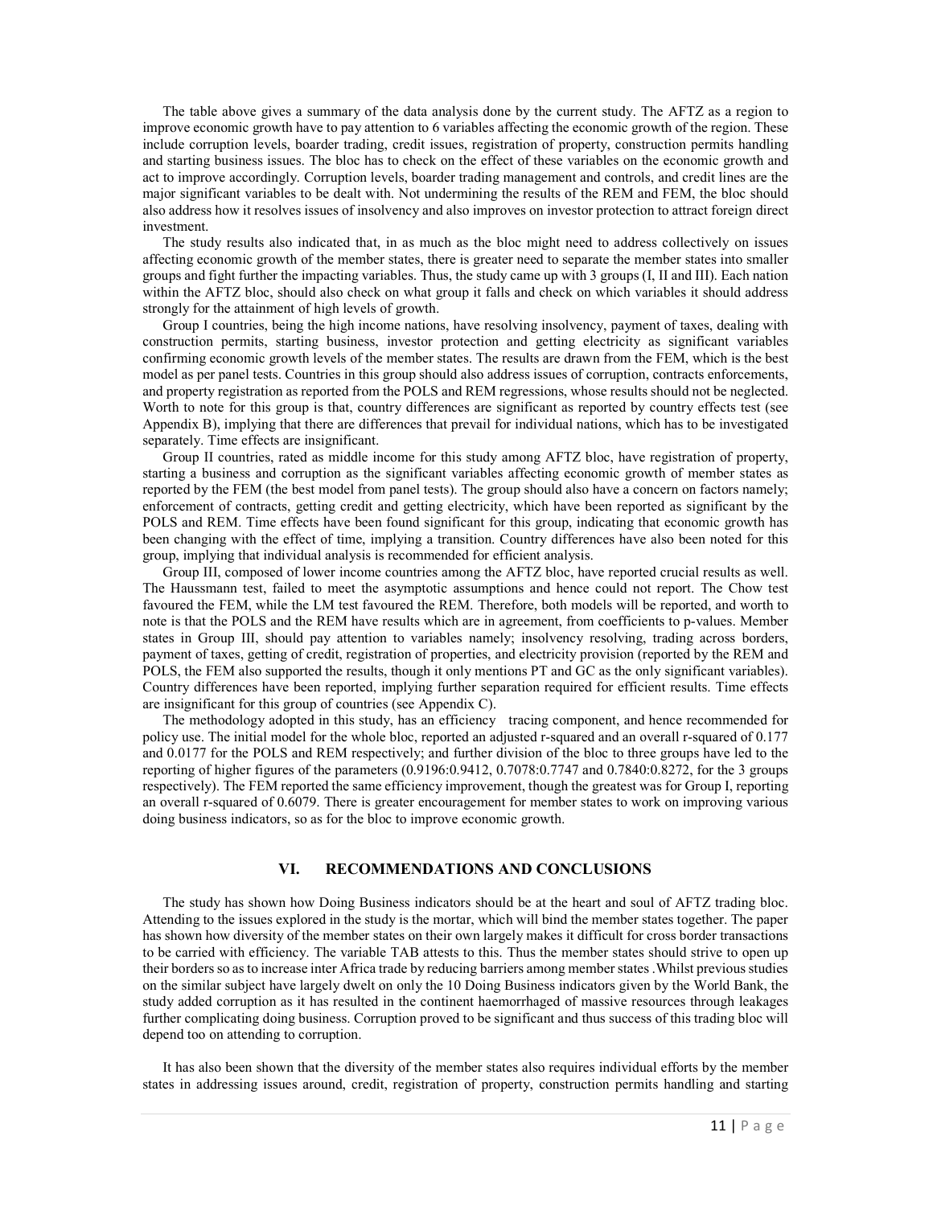The table above gives a summary of the data analysis done by the current study. The AFTZ as a region to improve economic growth have to pay attention to 6 variables affecting the economic growth of the region. These include corruption levels, boarder trading, credit issues, registration of property, construction permits handling and starting business issues. The bloc has to check on the effect of these variables on the economic growth and act to improve accordingly. Corruption levels, boarder trading management and controls, and credit lines are the major significant variables to be dealt with. Not undermining the results of the REM and FEM, the bloc should also address how it resolves issues of insolvency and also improves on investor protection to attract foreign direct investment.

The study results also indicated that, in as much as the bloc might need to address collectively on issues affecting economic growth of the member states, there is greater need to separate the member states into smaller groups and fight further the impacting variables. Thus, the study came up with 3 groups (I, II and III). Each nation within the AFTZ bloc, should also check on what group it falls and check on which variables it should address strongly for the attainment of high levels of growth.

Group I countries, being the high income nations, have resolving insolvency, payment of taxes, dealing with construction permits, starting business, investor protection and getting electricity as significant variables confirming economic growth levels of the member states. The results are drawn from the FEM, which is the best model as per panel tests. Countries in this group should also address issues of corruption, contracts enforcements, and property registration as reported from the POLS and REM regressions, whose results should not be neglected. Worth to note for this group is that, country differences are significant as reported by country effects test (see Appendix B), implying that there are differences that prevail for individual nations, which has to be investigated separately. Time effects are insignificant.

Group II countries, rated as middle income for this study among AFTZ bloc, have registration of property, starting a business and corruption as the significant variables affecting economic growth of member states as reported by the FEM (the best model from panel tests). The group should also have a concern on factors namely; enforcement of contracts, getting credit and getting electricity, which have been reported as significant by the POLS and REM. Time effects have been found significant for this group, indicating that economic growth has been changing with the effect of time, implying a transition. Country differences have also been noted for this group, implying that individual analysis is recommended for efficient analysis.

Group III, composed of lower income countries among the AFTZ bloc, have reported crucial results as well. The Haussmann test, failed to meet the asymptotic assumptions and hence could not report. The Chow test favoured the FEM, while the LM test favoured the REM. Therefore, both models will be reported, and worth to note is that the POLS and the REM have results which are in agreement, from coefficients to p-values. Member states in Group III, should pay attention to variables namely; insolvency resolving, trading across borders, payment of taxes, getting of credit, registration of properties, and electricity provision (reported by the REM and POLS, the FEM also supported the results, though it only mentions PT and GC as the only significant variables). Country differences have been reported, implying further separation required for efficient results. Time effects are insignificant for this group of countries (see Appendix C).

The methodology adopted in this study, has an efficiency tracing component, and hence recommended for policy use. The initial model for the whole bloc, reported an adjusted r-squared and an overall r-squared of 0.177 and 0.0177 for the POLS and REM respectively; and further division of the bloc to three groups have led to the reporting of higher figures of the parameters (0.9196:0.9412, 0.7078:0.7747 and 0.7840:0.8272, for the 3 groups respectively). The FEM reported the same efficiency improvement, though the greatest was for Group I, reporting an overall r-squared of 0.6079. There is greater encouragement for member states to work on improving various doing business indicators, so as for the bloc to improve economic growth.

## VI. RECOMMENDATIONS AND CONCLUSIONS

The study has shown how Doing Business indicators should be at the heart and soul of AFTZ trading bloc. Attending to the issues explored in the study is the mortar, which will bind the member states together. The paper has shown how diversity of the member states on their own largely makes it difficult for cross border transactions to be carried with efficiency. The variable TAB attests to this. Thus the member states should strive to open up their borders so as to increase inter Africa trade by reducing barriers among member states .Whilst previous studies on the similar subject have largely dwelt on only the 10 Doing Business indicators given by the World Bank, the study added corruption as it has resulted in the continent haemorrhaged of massive resources through leakages further complicating doing business. Corruption proved to be significant and thus success of this trading bloc will depend too on attending to corruption.

It has also been shown that the diversity of the member states also requires individual efforts by the member states in addressing issues around, credit, registration of property, construction permits handling and starting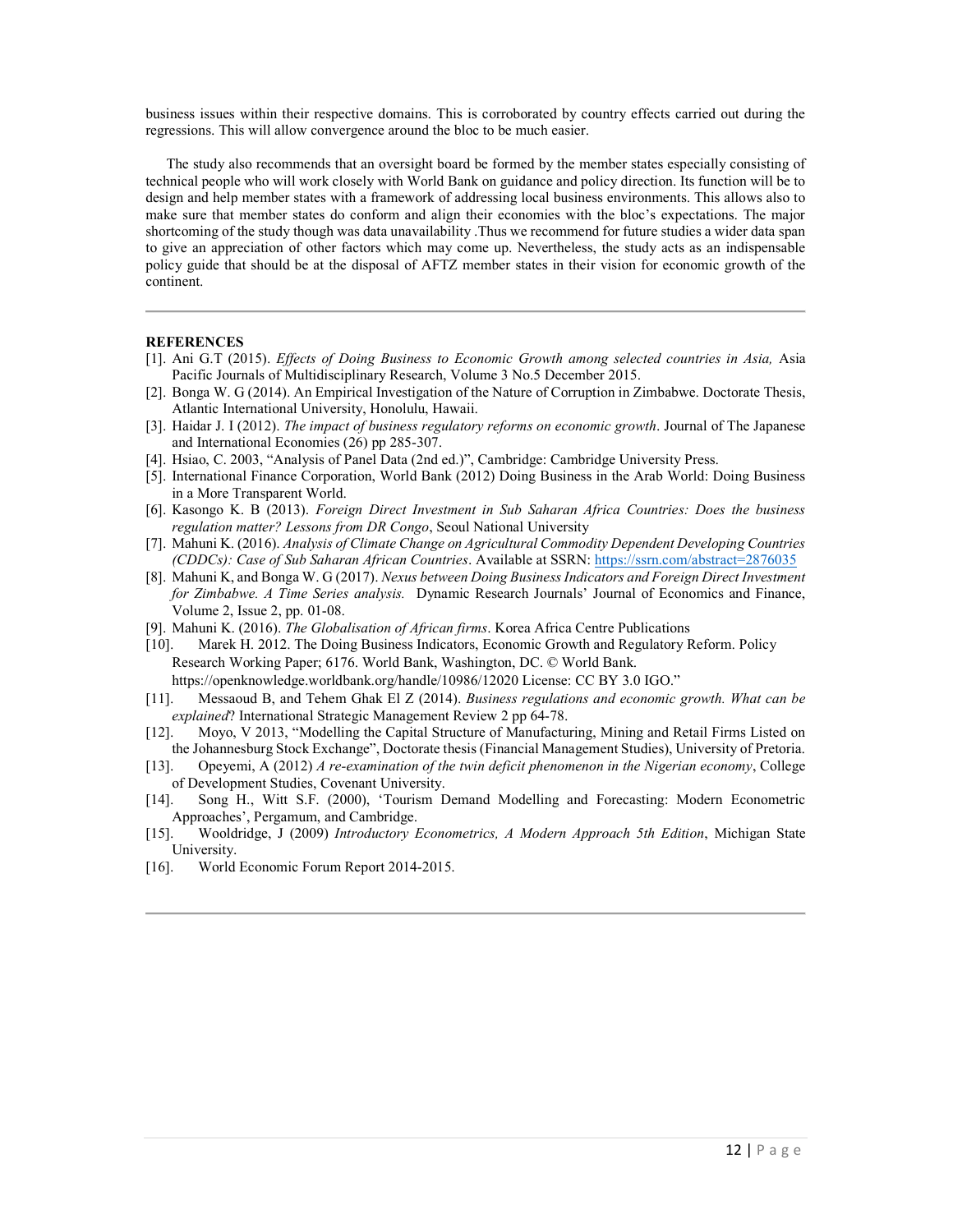business issues within their respective domains. This is corroborated by country effects carried out during the regressions. This will allow convergence around the bloc to be much easier.

The study also recommends that an oversight board be formed by the member states especially consisting of technical people who will work closely with World Bank on guidance and policy direction. Its function will be to design and help member states with a framework of addressing local business environments. This allows also to make sure that member states do conform and align their economies with the bloc's expectations. The major shortcoming of the study though was data unavailability .Thus we recommend for future studies a wider data span to give an appreciation of other factors which may come up. Nevertheless, the study acts as an indispensable policy guide that should be at the disposal of AFTZ member states in their vision for economic growth of the continent.

---

**REFERENCES**

[1]. Ani G.T (2015). *Effects of Doing Business to Economic Growth among selected countries in Asia,* Asia Pacific Journals of Multidisciplinary Research, Volume 3 No.5 December 2015.

[2]. Bonga W. G (2014). An Empirical Investigation of the Nature of Corruption in Zimbabwe. Doctorate Thesis, Atlantic International University, Honolulu, Hawaii.

[3]. Haidar J. I (2012). *The impact of business regulatory reforms on economic growth*. Journal of The Japanese and International Economies (26) pp 285-307.

[4]. Hsiao, C. 2003, "Analysis of Panel Data (2nd ed.)", Cambridge: Cambridge University Press.

[5]. International Finance Corporation, World Bank (2012) Doing Business in the Arab World: Doing Business in a More Transparent World.

[6]. Kasongo K. B (2013). *Foreign Direct Investment in Sub Saharan Africa Countries: Does the business regulation matter? Lessons from DR Congo*, Seoul National University

[7]. Mahuni K. (2016). *Analysis of Climate Change on Agricultural Commodity Dependent Developing Countries (CDDCs): Case of Sub Saharan African Countries*. Available at SSRN: https://ssrn.com/abstract=2876035

[8]. Mahuni K, and Bonga W. G (2017). *Nexus between Doing Business Indicators and Foreign Direct Investment for Zimbabwe. A Time Series analysis.* Dynamic Research Journals' Journal of Economics and Finance, Volume 2, Issue 2, pp. 01-08.

[9]. Mahuni K. (2016). *The Globalisation of African firms*. Korea Africa Centre Publications

[10]. Marek H. 2012. The Doing Business Indicators, Economic Growth and Regulatory Reform. Policy Research Working Paper; 6176. World Bank, Washington, DC. © World Bank. https://openknowledge.worldbank.org/handle/10986/12020 License: CC BY 3.0 IGO."

[11]. Messaoud B, and Tehem Ghak El Z (2014). *Business regulations and economic growth. What can be explained*? International Strategic Management Review 2 pp 64-78.

[12]. Moyo, V 2013, "Modelling the Capital Structure of Manufacturing, Mining and Retail Firms Listed on the Johannesburg Stock Exchange", Doctorate thesis (Financial Management Studies), University of Pretoria.

[13]. Opeyemi, A (2012) *A re-examination of the twin deficit phenomenon in the Nigerian economy*, College of Development Studies, Covenant University.

[14]. Song H., Witt S.F. (2000), 'Tourism Demand Modelling and Forecasting: Modern Econometric Approaches', Pergamum, and Cambridge.

[15]. Wooldridge, J (2009) *Introductory Econometrics, A Modern Approach 5th Edition*, Michigan State University.

[16]. World Economic Forum Report 2014-2015.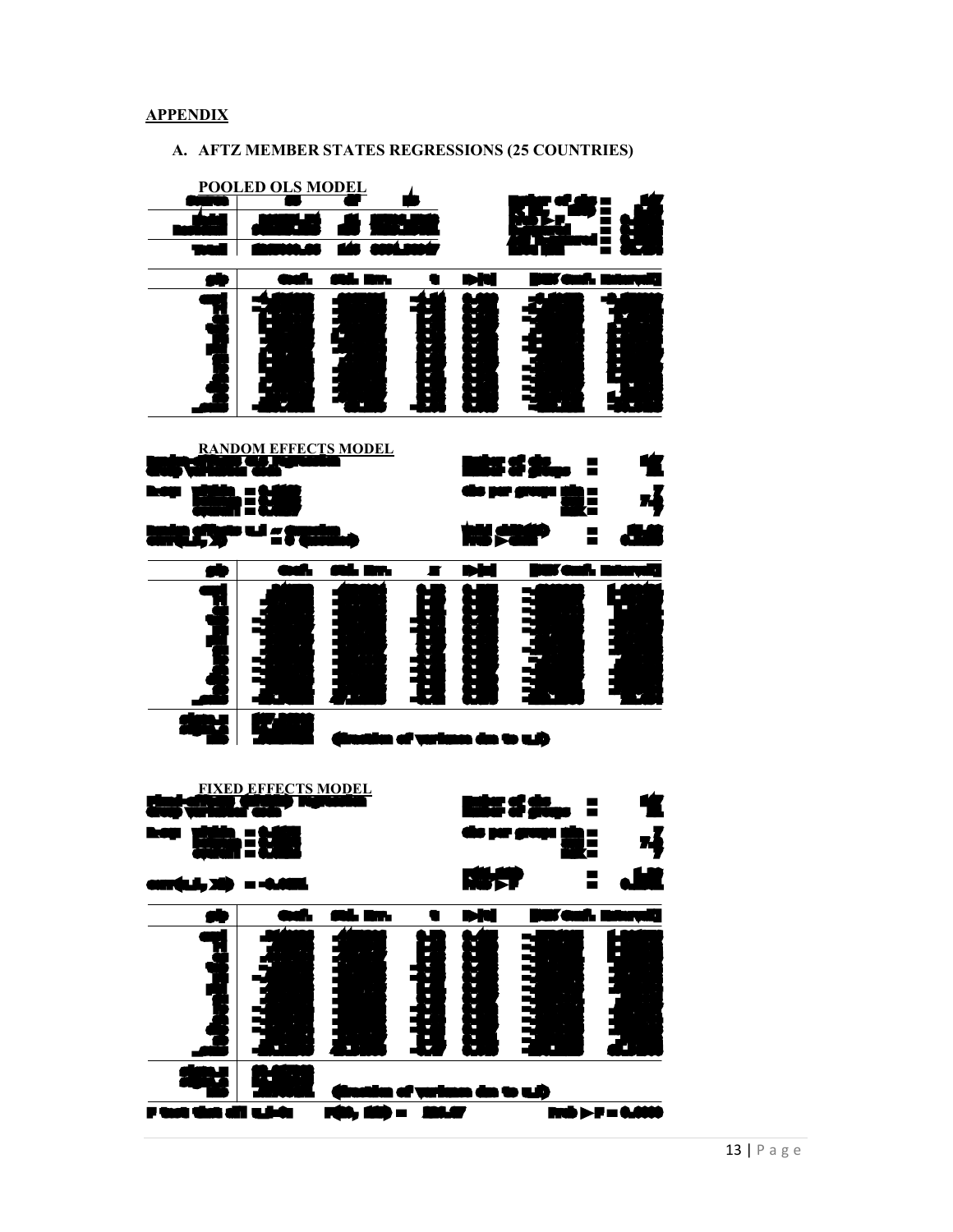## APPENDIX

### A. AFTZ MEMBER STATES REGRESSIONS (25 COUNTRIES)

**POOLED OLS MODEL**

**RANDOM EFFECTS MODEL**

**FIXED EFFECTS MODEL**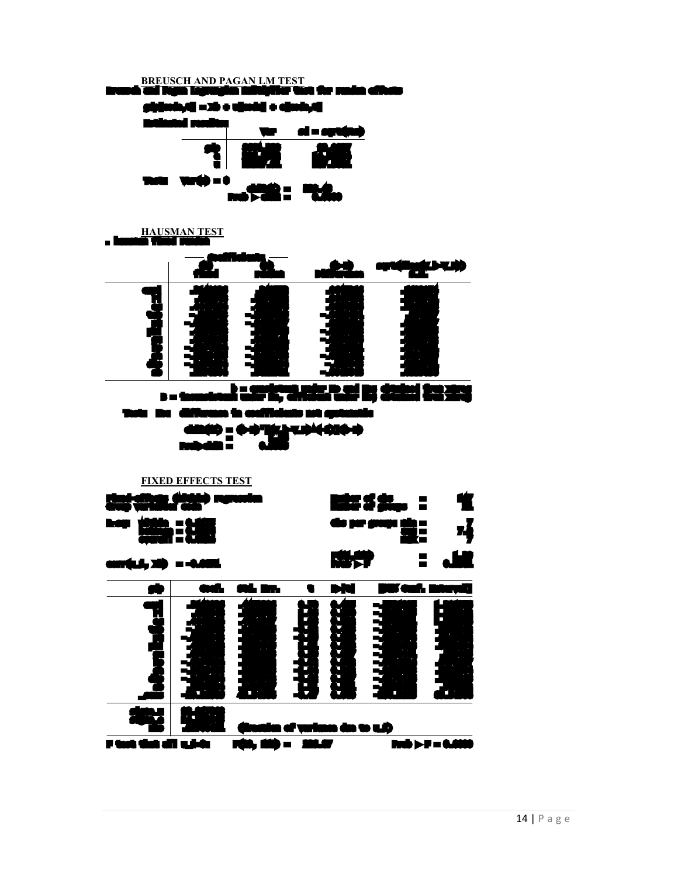**BREUSCH AND PAGAN LM TEST**

**HAUSMAN TEST**

**FIXED EFFECTS TEST**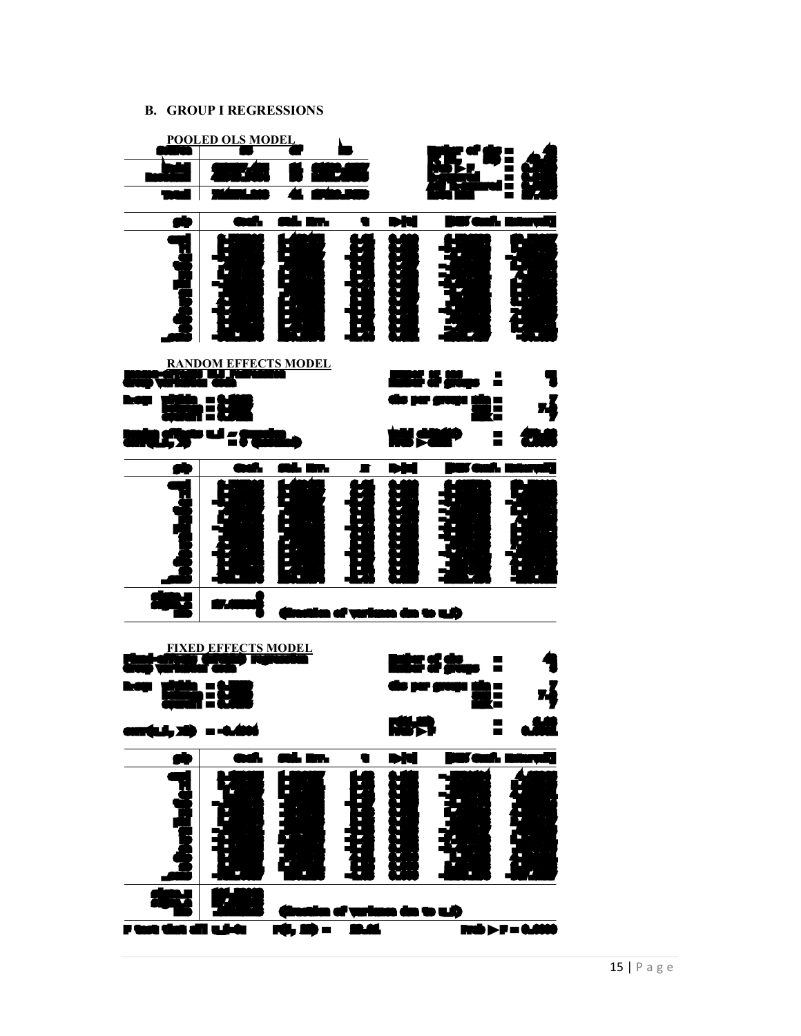## B. GROUP I REGRESSIONS

### POOLED OLS MODEL

### RANDOM EFFECTS MODEL

### FIXED EFFECTS MODEL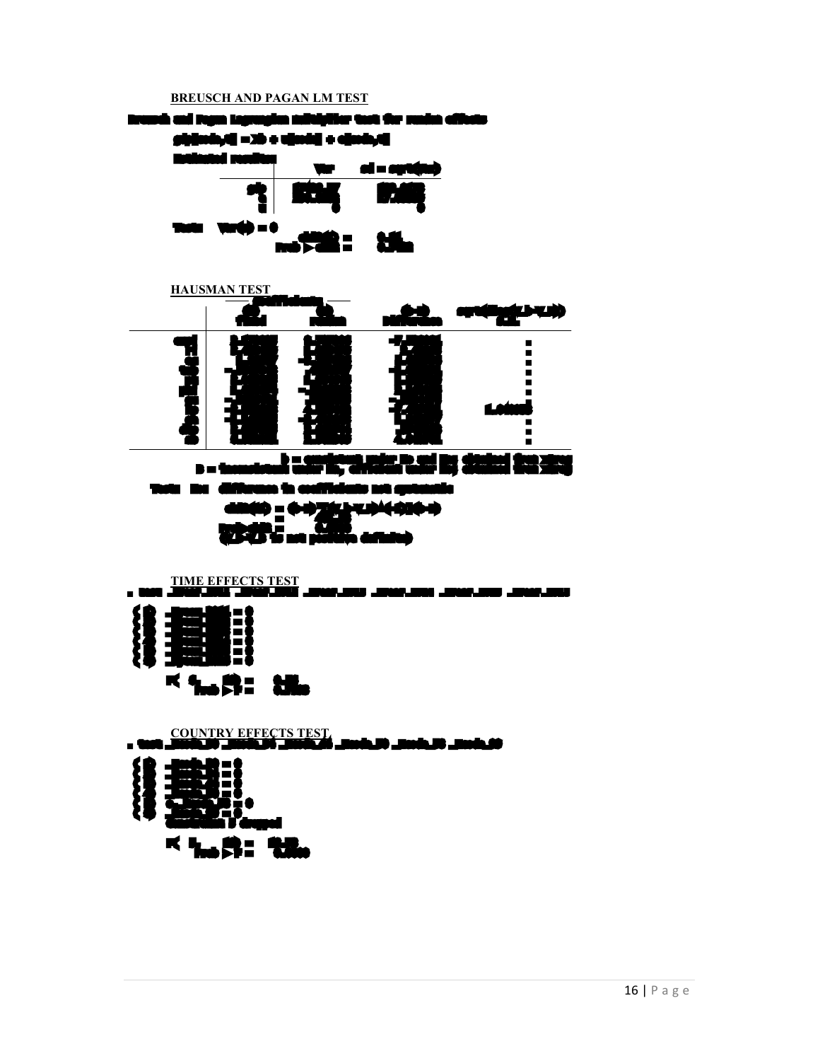**BREUSCH AND PAGAN LM TEST**

**HAUSMAN TEST**

**TIME EFFECTS TEST**

**COUNTRY EFFECTS TEST**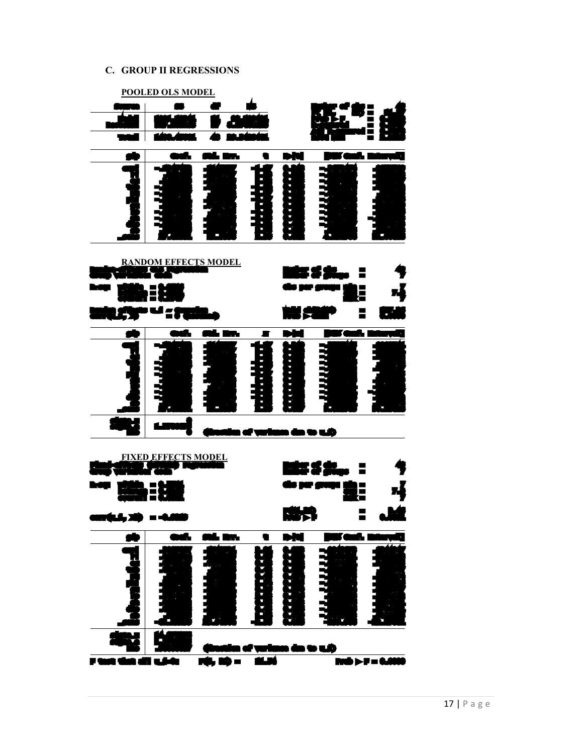### C. GROUP II REGRESSIONS

**POOLED OLS MODEL**

**RANDOM EFFECTS MODEL**

**FIXED EFFECTS MODEL**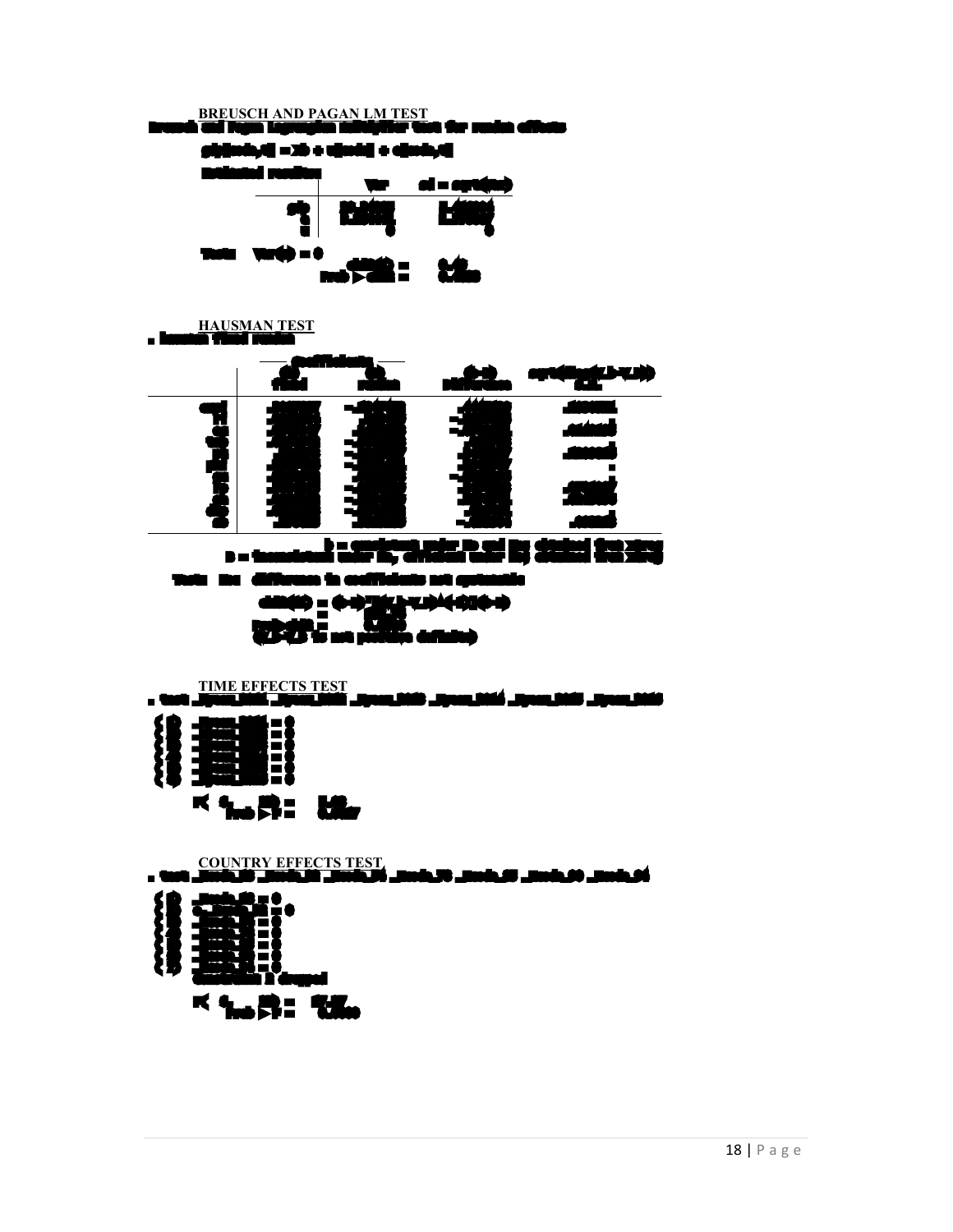**BREUSCH AND PAGAN LM TEST**

**HAUSMAN TEST**

**TIME EFFECTS TEST**

**COUNTRY EFFECTS TEST**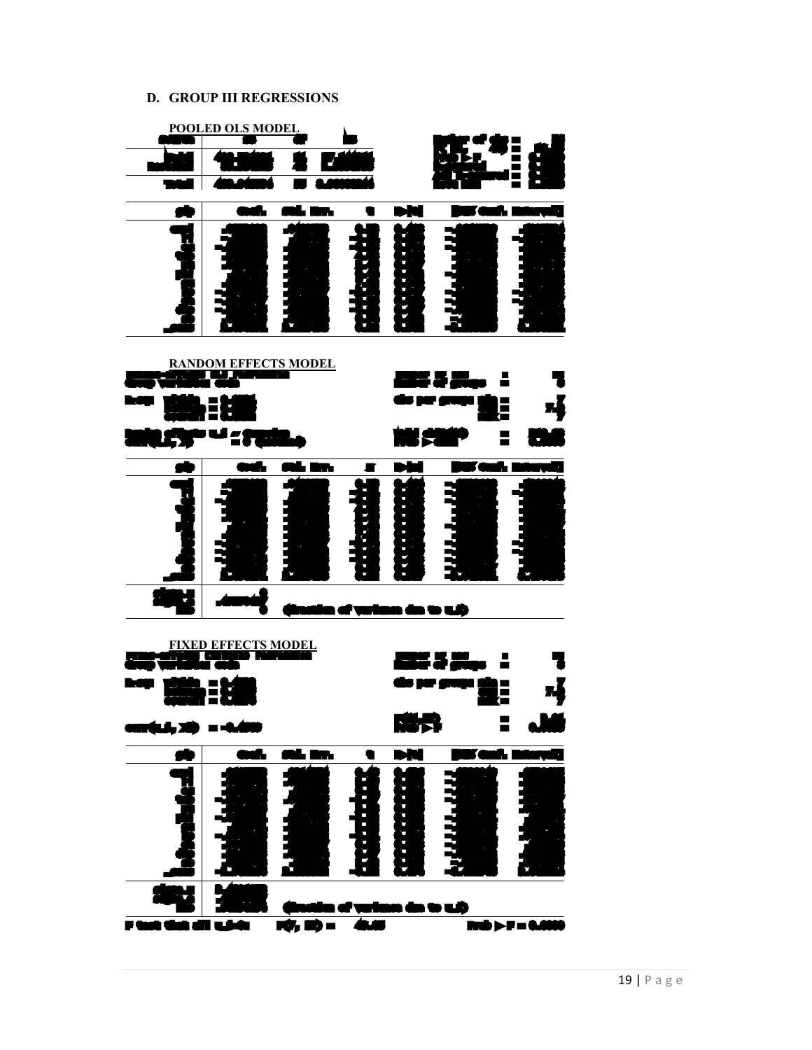## D. GROUP III REGRESSIONS

**POOLED OLS MODEL**

**RANDOM EFFECTS MODEL**

**FIXED EFFECTS MODEL**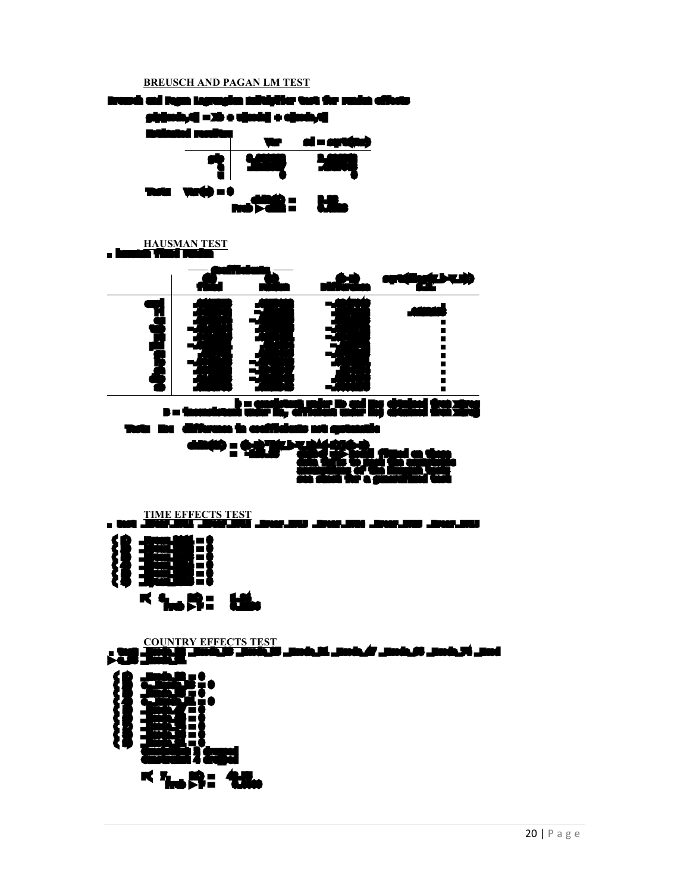**BREUSCH AND PAGAN LM TEST**

**HAUSMAN TEST**

**TIME EFFECTS TEST**

**COUNTRY EFFECTS TEST**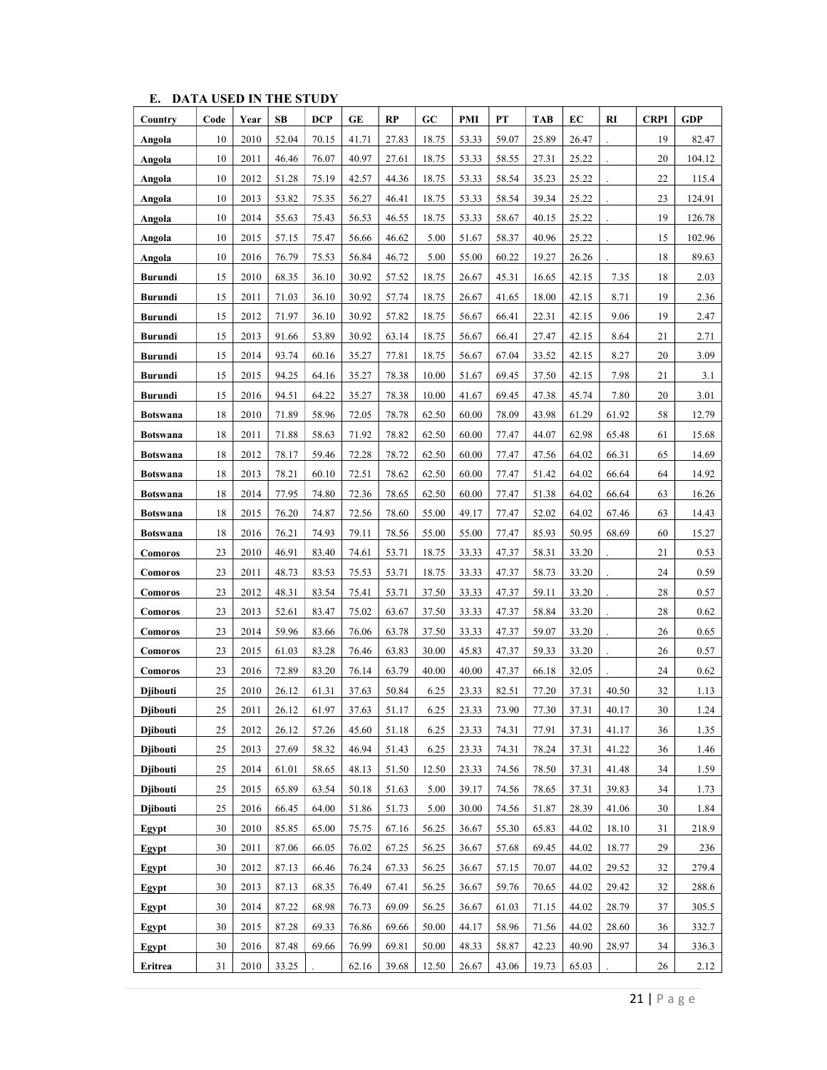## E. DATA USED IN THE STUDY

| Country | Code | Year | SB | DCP | GE | RP | GC | PMI | PT | TAB | EC | RI | CRPI | GDP |
|---|---|---|---|---|---|---|---|---|---|---|---|---|---|---|
| Angola | 10 | 2010 | 52.04 | 70.15 | 41.71 | 27.83 | 18.75 | 53.33 | 59.07 | 25.89 | 26.47 | . | 19 | 82.47 |
| Angola | 10 | 2011 | 46.46 | 76.07 | 40.97 | 27.61 | 18.75 | 53.33 | 58.55 | 27.31 | 25.22 | . | 20 | 104.12 |
| Angola | 10 | 2012 | 51.28 | 75.19 | 42.57 | 44.36 | 18.75 | 53.33 | 58.54 | 35.23 | 25.22 | . | 22 | 115.4 |
| Angola | 10 | 2013 | 53.82 | 75.35 | 56.27 | 46.41 | 18.75 | 53.33 | 58.54 | 39.34 | 25.22 | . | 23 | 124.91 |
| Angola | 10 | 2014 | 55.63 | 75.43 | 56.53 | 46.55 | 18.75 | 53.33 | 58.67 | 40.15 | 25.22 | . | 19 | 126.78 |
| Angola | 10 | 2015 | 57.15 | 75.47 | 56.66 | 46.62 | 5.00 | 51.67 | 58.37 | 40.96 | 25.22 | . | 15 | 102.96 |
| Angola | 10 | 2016 | 76.79 | 75.53 | 56.84 | 46.72 | 5.00 | 55.00 | 60.22 | 19.27 | 26.26 | . | 18 | 89.63 |
| Burundi | 15 | 2010 | 68.35 | 36.10 | 30.92 | 57.52 | 18.75 | 26.67 | 45.31 | 16.65 | 42.15 | 7.35 | 18 | 2.03 |
| Burundi | 15 | 2011 | 71.03 | 36.10 | 30.92 | 57.74 | 18.75 | 26.67 | 41.65 | 18.00 | 42.15 | 8.71 | 19 | 2.36 |
| Burundi | 15 | 2012 | 71.97 | 36.10 | 30.92 | 57.82 | 18.75 | 56.67 | 66.41 | 22.31 | 42.15 | 9.06 | 19 | 2.47 |
| Burundi | 15 | 2013 | 91.66 | 53.89 | 30.92 | 63.14 | 18.75 | 56.67 | 66.41 | 27.47 | 42.15 | 8.64 | 21 | 2.71 |
| Burundi | 15 | 2014 | 93.74 | 60.16 | 35.27 | 77.81 | 18.75 | 56.67 | 67.04 | 33.52 | 42.15 | 8.27 | 20 | 3.09 |
| Burundi | 15 | 2015 | 94.25 | 64.16 | 35.27 | 78.38 | 10.00 | 51.67 | 69.45 | 37.50 | 42.15 | 7.98 | 21 | 3.1 |
| Burundi | 15 | 2016 | 94.51 | 64.22 | 35.27 | 78.38 | 10.00 | 41.67 | 69.45 | 47.38 | 45.74 | 7.80 | 20 | 3.01 |
| Botswana | 18 | 2010 | 71.89 | 58.96 | 72.05 | 78.78 | 62.50 | 60.00 | 78.09 | 43.98 | 61.29 | 61.92 | 58 | 12.79 |
| Botswana | 18 | 2011 | 71.88 | 58.63 | 71.92 | 78.82 | 62.50 | 60.00 | 77.47 | 44.07 | 62.98 | 65.48 | 61 | 15.68 |
| Botswana | 18 | 2012 | 78.17 | 59.46 | 72.28 | 78.72 | 62.50 | 60.00 | 77.47 | 47.56 | 64.02 | 66.31 | 65 | 14.69 |
| Botswana | 18 | 2013 | 78.21 | 60.10 | 72.51 | 78.62 | 62.50 | 60.00 | 77.47 | 51.42 | 64.02 | 66.64 | 64 | 14.92 |
| Botswana | 18 | 2014 | 77.95 | 74.80 | 72.36 | 78.65 | 62.50 | 60.00 | 77.47 | 51.38 | 64.02 | 66.64 | 63 | 16.26 |
| Botswana | 18 | 2015 | 76.20 | 74.87 | 72.56 | 78.60 | 55.00 | 49.17 | 77.47 | 52.02 | 64.02 | 67.46 | 63 | 14.43 |
| Botswana | 18 | 2016 | 76.21 | 74.93 | 79.11 | 78.56 | 55.00 | 55.00 | 77.47 | 85.93 | 50.95 | 68.69 | 60 | 15.27 |
| Comoros | 23 | 2010 | 46.91 | 83.40 | 74.61 | 53.71 | 18.75 | 33.33 | 47.37 | 58.31 | 33.20 | . | 21 | 0.53 |
| Comoros | 23 | 2011 | 48.73 | 83.53 | 75.53 | 53.71 | 18.75 | 33.33 | 47.37 | 58.73 | 33.20 | . | 24 | 0.59 |
| Comoros | 23 | 2012 | 48.31 | 83.54 | 75.41 | 53.71 | 37.50 | 33.33 | 47.37 | 59.11 | 33.20 | . | 28 | 0.57 |
| Comoros | 23 | 2013 | 52.61 | 83.47 | 75.02 | 63.67 | 37.50 | 33.33 | 47.37 | 58.84 | 33.20 | . | 28 | 0.62 |
| Comoros | 23 | 2014 | 59.96 | 83.66 | 76.06 | 63.78 | 37.50 | 33.33 | 47.37 | 59.07 | 33.20 | . | 26 | 0.65 |
| Comoros | 23 | 2015 | 61.03 | 83.28 | 76.46 | 63.83 | 30.00 | 45.83 | 47.37 | 59.33 | 33.20 | . | 26 | 0.57 |
| Comoros | 23 | 2016 | 72.89 | 83.20 | 76.14 | 63.79 | 40.00 | 40.00 | 47.37 | 66.18 | 32.05 | . | 24 | 0.62 |
| Djibouti | 25 | 2010 | 26.12 | 61.31 | 37.63 | 50.84 | 6.25 | 23.33 | 82.51 | 77.20 | 37.31 | 40.50 | 32 | 1.13 |
| Djibouti | 25 | 2011 | 26.12 | 61.97 | 37.63 | 51.17 | 6.25 | 23.33 | 73.90 | 77.30 | 37.31 | 40.17 | 30 | 1.24 |
| Djibouti | 25 | 2012 | 26.12 | 57.26 | 45.60 | 51.18 | 6.25 | 23.33 | 74.31 | 77.91 | 37.31 | 41.17 | 36 | 1.35 |
| Djibouti | 25 | 2013 | 27.69 | 58.32 | 46.94 | 51.43 | 6.25 | 23.33 | 74.31 | 78.24 | 37.31 | 41.22 | 36 | 1.46 |
| Djibouti | 25 | 2014 | 61.01 | 58.65 | 48.13 | 51.50 | 12.50 | 23.33 | 74.56 | 78.50 | 37.31 | 41.48 | 34 | 1.59 |
| Djibouti | 25 | 2015 | 65.89 | 63.54 | 50.18 | 51.63 | 5.00 | 39.17 | 74.56 | 78.65 | 37.31 | 39.83 | 34 | 1.73 |
| Djibouti | 25 | 2016 | 66.45 | 64.00 | 51.86 | 51.73 | 5.00 | 30.00 | 74.56 | 51.87 | 28.39 | 41.06 | 30 | 1.84 |
| Egypt | 30 | 2010 | 85.85 | 65.00 | 75.75 | 67.16 | 56.25 | 36.67 | 55.30 | 65.83 | 44.02 | 18.10 | 31 | 218.9 |
| Egypt | 30 | 2011 | 87.06 | 66.05 | 76.02 | 67.25 | 56.25 | 36.67 | 57.68 | 69.45 | 44.02 | 18.77 | 29 | 236 |
| Egypt | 30 | 2012 | 87.13 | 66.46 | 76.24 | 67.33 | 56.25 | 36.67 | 57.15 | 70.07 | 44.02 | 29.52 | 32 | 279.4 |
| Egypt | 30 | 2013 | 87.13 | 68.35 | 76.49 | 67.41 | 56.25 | 36.67 | 59.76 | 70.65 | 44.02 | 29.42 | 32 | 288.6 |
| Egypt | 30 | 2014 | 87.22 | 68.98 | 76.73 | 69.09 | 56.25 | 36.67 | 61.03 | 71.15 | 44.02 | 28.79 | 37 | 305.5 |
| Egypt | 30 | 2015 | 87.28 | 69.33 | 76.86 | 69.66 | 50.00 | 44.17 | 58.96 | 71.56 | 44.02 | 28.60 | 36 | 332.7 |
| Egypt | 30 | 2016 | 87.48 | 69.66 | 76.99 | 69.81 | 50.00 | 48.33 | 58.87 | 42.23 | 40.90 | 28.97 | 34 | 336.3 |
| Eritrea | 31 | 2010 | 33.25 | . | 62.16 | 39.68 | 12.50 | 26.67 | 43.06 | 19.73 | 65.03 | . | 26 | 2.12 |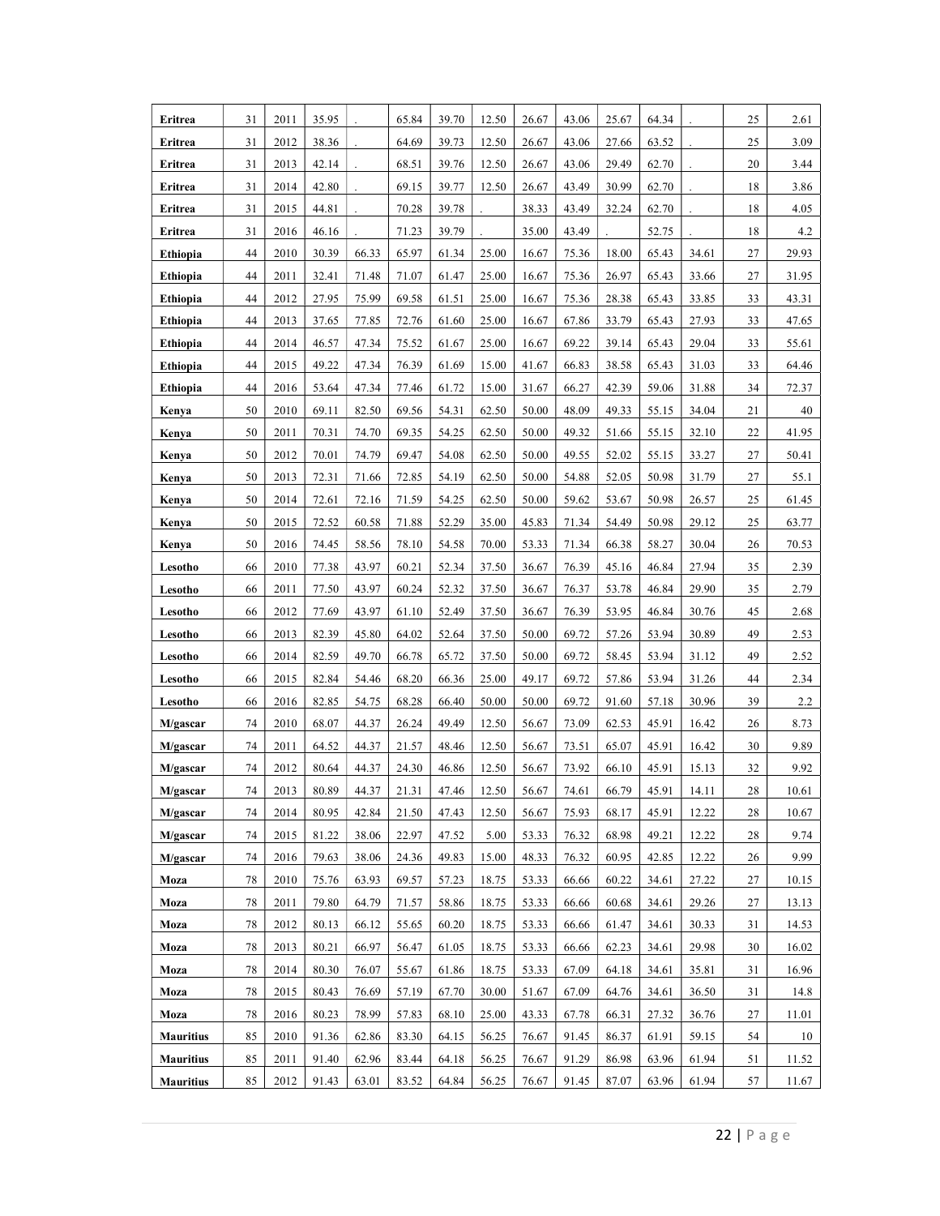| Eritrea | 31 | 2011 | 35.95 | . | 65.84 | 39.70 | 12.50 | 26.67 | 43.06 | 25.67 | 64.34 | . | 25 | 2.61 |
|---|---|---|---|---|---|---|---|---|---|---|---|---|---|---|
| Eritrea | 31 | 2012 | 38.36 | . | 64.69 | 39.73 | 12.50 | 26.67 | 43.06 | 27.66 | 63.52 | . | 25 | 3.09 |
| Eritrea | 31 | 2013 | 42.14 | . | 68.51 | 39.76 | 12.50 | 26.67 | 43.06 | 29.49 | 62.70 | . | 20 | 3.44 |
| Eritrea | 31 | 2014 | 42.80 | . | 69.15 | 39.77 | 12.50 | 26.67 | 43.49 | 30.99 | 62.70 | . | 18 | 3.86 |
| Eritrea | 31 | 2015 | 44.81 | . | 70.28 | 39.78 | . | 38.33 | 43.49 | 32.24 | 62.70 | . | 18 | 4.05 |
| Eritrea | 31 | 2016 | 46.16 | . | 71.23 | 39.79 | . | 35.00 | 43.49 | . | 52.75 | . | 18 | 4.2 |
| Ethiopia | 44 | 2010 | 30.39 | 66.33 | 65.97 | 61.34 | 25.00 | 16.67 | 75.36 | 18.00 | 65.43 | 34.61 | 27 | 29.93 |
| Ethiopia | 44 | 2011 | 32.41 | 71.48 | 71.07 | 61.47 | 25.00 | 16.67 | 75.36 | 26.97 | 65.43 | 33.66 | 27 | 31.95 |
| Ethiopia | 44 | 2012 | 27.95 | 75.99 | 69.58 | 61.51 | 25.00 | 16.67 | 75.36 | 28.38 | 65.43 | 33.85 | 33 | 43.31 |
| Ethiopia | 44 | 2013 | 37.65 | 77.85 | 72.76 | 61.60 | 25.00 | 16.67 | 67.86 | 33.79 | 65.43 | 27.93 | 33 | 47.65 |
| Ethiopia | 44 | 2014 | 46.57 | 47.34 | 75.52 | 61.67 | 25.00 | 16.67 | 69.22 | 39.14 | 65.43 | 29.04 | 33 | 55.61 |
| Ethiopia | 44 | 2015 | 49.22 | 47.34 | 76.39 | 61.69 | 15.00 | 41.67 | 66.83 | 38.58 | 65.43 | 31.03 | 33 | 64.46 |
| Ethiopia | 44 | 2016 | 53.64 | 47.34 | 77.46 | 61.72 | 15.00 | 31.67 | 66.27 | 42.39 | 59.06 | 31.88 | 34 | 72.37 |
| Kenya | 50 | 2010 | 69.11 | 82.50 | 69.56 | 54.31 | 62.50 | 50.00 | 48.09 | 49.33 | 55.15 | 34.04 | 21 | 40 |
| Kenya | 50 | 2011 | 70.31 | 74.70 | 69.35 | 54.25 | 62.50 | 50.00 | 49.32 | 51.66 | 55.15 | 32.10 | 22 | 41.95 |
| Kenya | 50 | 2012 | 70.01 | 74.79 | 69.47 | 54.08 | 62.50 | 50.00 | 49.55 | 52.02 | 55.15 | 33.27 | 27 | 50.41 |
| Kenya | 50 | 2013 | 72.31 | 71.66 | 72.85 | 54.19 | 62.50 | 50.00 | 54.88 | 52.05 | 50.98 | 31.79 | 27 | 55.1 |
| Kenya | 50 | 2014 | 72.61 | 72.16 | 71.59 | 54.25 | 62.50 | 50.00 | 59.62 | 53.67 | 50.98 | 26.57 | 25 | 61.45 |
| Kenya | 50 | 2015 | 72.52 | 60.58 | 71.88 | 52.29 | 35.00 | 45.83 | 71.34 | 54.49 | 50.98 | 29.12 | 25 | 63.77 |
| Kenya | 50 | 2016 | 74.45 | 58.56 | 78.10 | 54.58 | 70.00 | 53.33 | 71.34 | 66.38 | 58.27 | 30.04 | 26 | 70.53 |
| Lesotho | 66 | 2010 | 77.38 | 43.97 | 60.21 | 52.34 | 37.50 | 36.67 | 76.39 | 45.16 | 46.84 | 27.94 | 35 | 2.39 |
| Lesotho | 66 | 2011 | 77.50 | 43.97 | 60.24 | 52.32 | 37.50 | 36.67 | 76.37 | 53.78 | 46.84 | 29.90 | 35 | 2.79 |
| Lesotho | 66 | 2012 | 77.69 | 43.97 | 61.10 | 52.49 | 37.50 | 36.67 | 76.39 | 53.95 | 46.84 | 30.76 | 45 | 2.68 |
| Lesotho | 66 | 2013 | 82.39 | 45.80 | 64.02 | 52.64 | 37.50 | 50.00 | 69.72 | 57.26 | 53.94 | 30.89 | 49 | 2.53 |
| Lesotho | 66 | 2014 | 82.59 | 49.70 | 66.78 | 65.72 | 37.50 | 50.00 | 69.72 | 58.45 | 53.94 | 31.12 | 49 | 2.52 |
| Lesotho | 66 | 2015 | 82.84 | 54.46 | 68.20 | 66.36 | 25.00 | 49.17 | 69.72 | 57.86 | 53.94 | 31.26 | 44 | 2.34 |
| Lesotho | 66 | 2016 | 82.85 | 54.75 | 68.28 | 66.40 | 50.00 | 50.00 | 69.72 | 91.60 | 57.18 | 30.96 | 39 | 2.2 |
| M/gascar | 74 | 2010 | 68.07 | 44.37 | 26.24 | 49.49 | 12.50 | 56.67 | 73.09 | 62.53 | 45.91 | 16.42 | 26 | 8.73 |
| M/gascar | 74 | 2011 | 64.52 | 44.37 | 21.57 | 48.46 | 12.50 | 56.67 | 73.51 | 65.07 | 45.91 | 16.42 | 30 | 9.89 |
| M/gascar | 74 | 2012 | 80.64 | 44.37 | 24.30 | 46.86 | 12.50 | 56.67 | 73.92 | 66.10 | 45.91 | 15.13 | 32 | 9.92 |
| M/gascar | 74 | 2013 | 80.89 | 44.37 | 21.31 | 47.46 | 12.50 | 56.67 | 74.61 | 66.79 | 45.91 | 14.11 | 28 | 10.61 |
| M/gascar | 74 | 2014 | 80.95 | 42.84 | 21.50 | 47.43 | 12.50 | 56.67 | 75.93 | 68.17 | 45.91 | 12.22 | 28 | 10.67 |
| M/gascar | 74 | 2015 | 81.22 | 38.06 | 22.97 | 47.52 | 5.00 | 53.33 | 76.32 | 68.98 | 49.21 | 12.22 | 28 | 9.74 |
| M/gascar | 74 | 2016 | 79.63 | 38.06 | 24.36 | 49.83 | 15.00 | 48.33 | 76.32 | 60.95 | 42.85 | 12.22 | 26 | 9.99 |
| Moza | 78 | 2010 | 75.76 | 63.93 | 69.57 | 57.23 | 18.75 | 53.33 | 66.66 | 60.22 | 34.61 | 27.22 | 27 | 10.15 |
| Moza | 78 | 2011 | 79.80 | 64.79 | 71.57 | 58.86 | 18.75 | 53.33 | 66.66 | 60.68 | 34.61 | 29.26 | 27 | 13.13 |
| Moza | 78 | 2012 | 80.13 | 66.12 | 55.65 | 60.20 | 18.75 | 53.33 | 66.66 | 61.47 | 34.61 | 30.33 | 31 | 14.53 |
| Moza | 78 | 2013 | 80.21 | 66.97 | 56.47 | 61.05 | 18.75 | 53.33 | 66.66 | 62.23 | 34.61 | 29.98 | 30 | 16.02 |
| Moza | 78 | 2014 | 80.30 | 76.07 | 55.67 | 61.86 | 18.75 | 53.33 | 67.09 | 64.18 | 34.61 | 35.81 | 31 | 16.96 |
| Moza | 78 | 2015 | 80.43 | 76.69 | 57.19 | 67.70 | 30.00 | 51.67 | 67.09 | 64.76 | 34.61 | 36.50 | 31 | 14.8 |
| Moza | 78 | 2016 | 80.23 | 78.99 | 57.83 | 68.10 | 25.00 | 43.33 | 67.78 | 66.31 | 27.32 | 36.76 | 27 | 11.01 |
| Mauritius | 85 | 2010 | 91.36 | 62.86 | 83.30 | 64.15 | 56.25 | 76.67 | 91.45 | 86.37 | 61.91 | 59.15 | 54 | 10 |
| Mauritius | 85 | 2011 | 91.40 | 62.96 | 83.44 | 64.18 | 56.25 | 76.67 | 91.29 | 86.98 | 63.96 | 61.94 | 51 | 11.52 |
| Mauritius | 85 | 2012 | 91.43 | 63.01 | 83.52 | 64.84 | 56.25 | 76.67 | 91.45 | 87.07 | 63.96 | 61.94 | 57 | 11.67 |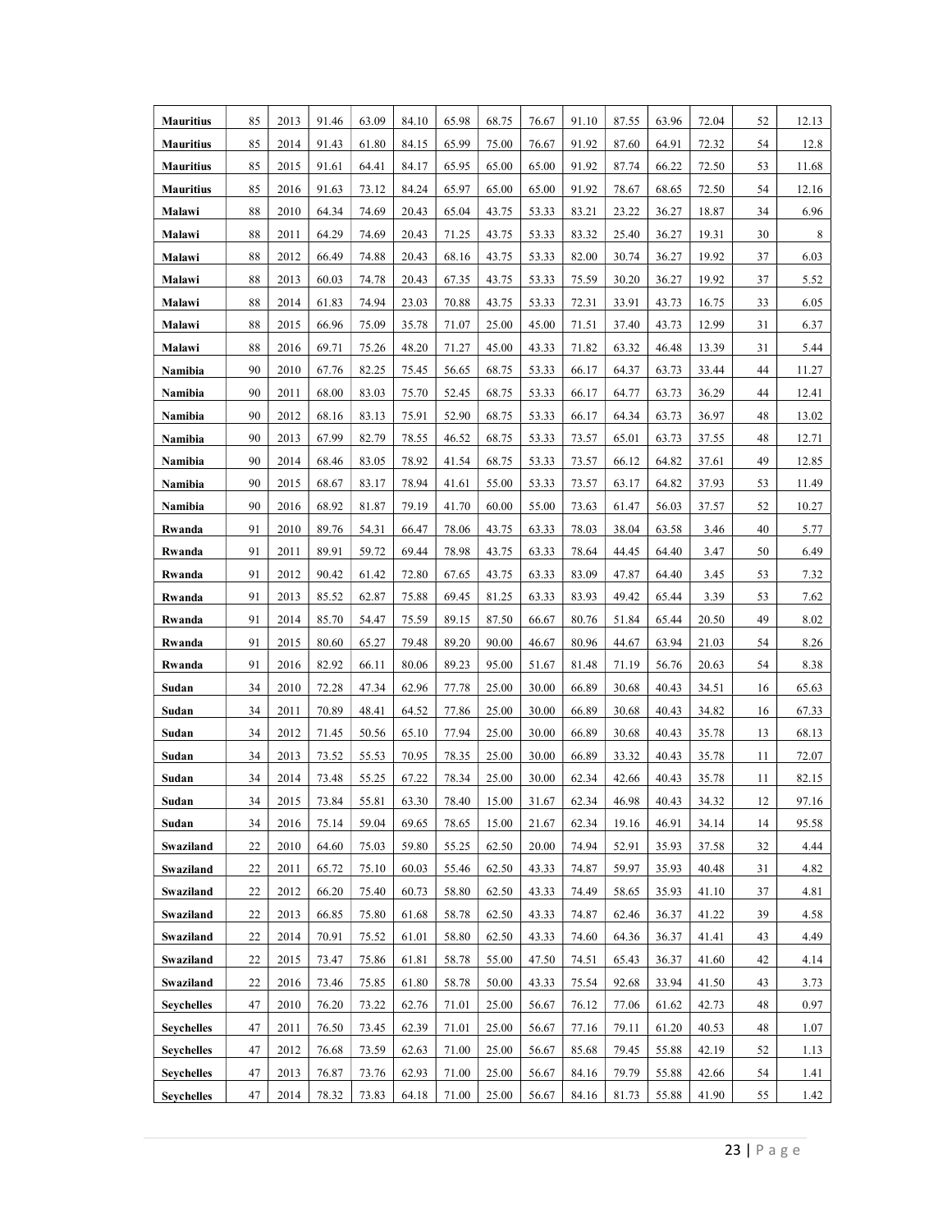| Mauritius | 85 | 2013 | 91.46 | 63.09 | 84.10 | 65.98 | 68.75 | 76.67 | 91.10 | 87.55 | 63.96 | 72.04 | 52 | 12.13 |
|---|---|---|---|---|---|---|---|---|---|---|---|---|---|---|
| Mauritius | 85 | 2014 | 91.43 | 61.80 | 84.15 | 65.99 | 75.00 | 76.67 | 91.92 | 87.60 | 64.91 | 72.32 | 54 | 12.8 |
| Mauritius | 85 | 2015 | 91.61 | 64.41 | 84.17 | 65.95 | 65.00 | 65.00 | 91.92 | 87.74 | 66.22 | 72.50 | 53 | 11.68 |
| Mauritius | 85 | 2016 | 91.63 | 73.12 | 84.24 | 65.97 | 65.00 | 65.00 | 91.92 | 78.67 | 68.65 | 72.50 | 54 | 12.16 |
| Malawi | 88 | 2010 | 64.34 | 74.69 | 20.43 | 65.04 | 43.75 | 53.33 | 83.21 | 23.22 | 36.27 | 18.87 | 34 | 6.96 |
| Malawi | 88 | 2011 | 64.29 | 74.69 | 20.43 | 71.25 | 43.75 | 53.33 | 83.32 | 25.40 | 36.27 | 19.31 | 30 | 8 |
| Malawi | 88 | 2012 | 66.49 | 74.88 | 20.43 | 68.16 | 43.75 | 53.33 | 82.00 | 30.74 | 36.27 | 19.92 | 37 | 6.03 |
| Malawi | 88 | 2013 | 60.03 | 74.78 | 20.43 | 67.35 | 43.75 | 53.33 | 75.59 | 30.20 | 36.27 | 19.92 | 37 | 5.52 |
| Malawi | 88 | 2014 | 61.83 | 74.94 | 23.03 | 70.88 | 43.75 | 53.33 | 72.31 | 33.91 | 43.73 | 16.75 | 33 | 6.05 |
| Malawi | 88 | 2015 | 66.96 | 75.09 | 35.78 | 71.07 | 25.00 | 45.00 | 71.51 | 37.40 | 43.73 | 12.99 | 31 | 6.37 |
| Malawi | 88 | 2016 | 69.71 | 75.26 | 48.20 | 71.27 | 45.00 | 43.33 | 71.82 | 63.32 | 46.48 | 13.39 | 31 | 5.44 |
| Namibia | 90 | 2010 | 67.76 | 82.25 | 75.45 | 56.65 | 68.75 | 53.33 | 66.17 | 64.37 | 63.73 | 33.44 | 44 | 11.27 |
| Namibia | 90 | 2011 | 68.00 | 83.03 | 75.70 | 52.45 | 68.75 | 53.33 | 66.17 | 64.77 | 63.73 | 36.29 | 44 | 12.41 |
| Namibia | 90 | 2012 | 68.16 | 83.13 | 75.91 | 52.90 | 68.75 | 53.33 | 66.17 | 64.34 | 63.73 | 36.97 | 48 | 13.02 |
| Namibia | 90 | 2013 | 67.99 | 82.79 | 78.55 | 46.52 | 68.75 | 53.33 | 73.57 | 65.01 | 63.73 | 37.55 | 48 | 12.71 |
| Namibia | 90 | 2014 | 68.46 | 83.05 | 78.92 | 41.54 | 68.75 | 53.33 | 73.57 | 66.12 | 64.82 | 37.61 | 49 | 12.85 |
| Namibia | 90 | 2015 | 68.67 | 83.17 | 78.94 | 41.61 | 55.00 | 53.33 | 73.57 | 63.17 | 64.82 | 37.93 | 53 | 11.49 |
| Namibia | 90 | 2016 | 68.92 | 81.87 | 79.19 | 41.70 | 60.00 | 55.00 | 73.63 | 61.47 | 56.03 | 37.57 | 52 | 10.27 |
| Rwanda | 91 | 2010 | 89.76 | 54.31 | 66.47 | 78.06 | 43.75 | 63.33 | 78.03 | 38.04 | 63.58 | 3.46 | 40 | 5.77 |
| Rwanda | 91 | 2011 | 89.91 | 59.72 | 69.44 | 78.98 | 43.75 | 63.33 | 78.64 | 44.45 | 64.40 | 3.47 | 50 | 6.49 |
| Rwanda | 91 | 2012 | 90.42 | 61.42 | 72.80 | 67.65 | 43.75 | 63.33 | 83.09 | 47.87 | 64.40 | 3.45 | 53 | 7.32 |
| Rwanda | 91 | 2013 | 85.52 | 62.87 | 75.88 | 69.45 | 81.25 | 63.33 | 83.93 | 49.42 | 65.44 | 3.39 | 53 | 7.62 |
| Rwanda | 91 | 2014 | 85.70 | 54.47 | 75.59 | 89.15 | 87.50 | 66.67 | 80.76 | 51.84 | 65.44 | 20.50 | 49 | 8.02 |
| Rwanda | 91 | 2015 | 80.60 | 65.27 | 79.48 | 89.20 | 90.00 | 46.67 | 80.96 | 44.67 | 63.94 | 21.03 | 54 | 8.26 |
| Rwanda | 91 | 2016 | 82.92 | 66.11 | 80.06 | 89.23 | 95.00 | 51.67 | 81.48 | 71.19 | 56.76 | 20.63 | 54 | 8.38 |
| Sudan | 34 | 2010 | 72.28 | 47.34 | 62.96 | 77.78 | 25.00 | 30.00 | 66.89 | 30.68 | 40.43 | 34.51 | 16 | 65.63 |
| Sudan | 34 | 2011 | 70.89 | 48.41 | 64.52 | 77.86 | 25.00 | 30.00 | 66.89 | 30.68 | 40.43 | 34.82 | 16 | 67.33 |
| Sudan | 34 | 2012 | 71.45 | 50.56 | 65.10 | 77.94 | 25.00 | 30.00 | 66.89 | 30.68 | 40.43 | 35.78 | 13 | 68.13 |
| Sudan | 34 | 2013 | 73.52 | 55.53 | 70.95 | 78.35 | 25.00 | 30.00 | 66.89 | 33.32 | 40.43 | 35.78 | 11 | 72.07 |
| Sudan | 34 | 2014 | 73.48 | 55.25 | 67.22 | 78.34 | 25.00 | 30.00 | 62.34 | 42.66 | 40.43 | 35.78 | 11 | 82.15 |
| Sudan | 34 | 2015 | 73.84 | 55.81 | 63.30 | 78.40 | 15.00 | 31.67 | 62.34 | 46.98 | 40.43 | 34.32 | 12 | 97.16 |
| Sudan | 34 | 2016 | 75.14 | 59.04 | 69.65 | 78.65 | 15.00 | 21.67 | 62.34 | 19.16 | 46.91 | 34.14 | 14 | 95.58 |
| Swaziland | 22 | 2010 | 64.60 | 75.03 | 59.80 | 55.25 | 62.50 | 20.00 | 74.94 | 52.91 | 35.93 | 37.58 | 32 | 4.44 |
| Swaziland | 22 | 2011 | 65.72 | 75.10 | 60.03 | 55.46 | 62.50 | 43.33 | 74.87 | 59.97 | 35.93 | 40.48 | 31 | 4.82 |
| Swaziland | 22 | 2012 | 66.20 | 75.40 | 60.73 | 58.80 | 62.50 | 43.33 | 74.49 | 58.65 | 35.93 | 41.10 | 37 | 4.81 |
| Swaziland | 22 | 2013 | 66.85 | 75.80 | 61.68 | 58.78 | 62.50 | 43.33 | 74.87 | 62.46 | 36.37 | 41.22 | 39 | 4.58 |
| Swaziland | 22 | 2014 | 70.91 | 75.52 | 61.01 | 58.80 | 62.50 | 43.33 | 74.60 | 64.36 | 36.37 | 41.41 | 43 | 4.49 |
| Swaziland | 22 | 2015 | 73.47 | 75.86 | 61.81 | 58.78 | 55.00 | 47.50 | 74.51 | 65.43 | 36.37 | 41.60 | 42 | 4.14 |
| Swaziland | 22 | 2016 | 73.46 | 75.85 | 61.80 | 58.78 | 50.00 | 43.33 | 75.54 | 92.68 | 33.94 | 41.50 | 43 | 3.73 |
| Seychelles | 47 | 2010 | 76.20 | 73.22 | 62.76 | 71.01 | 25.00 | 56.67 | 76.12 | 77.06 | 61.62 | 42.73 | 48 | 0.97 |
| Seychelles | 47 | 2011 | 76.50 | 73.45 | 62.39 | 71.01 | 25.00 | 56.67 | 77.16 | 79.11 | 61.20 | 40.53 | 48 | 1.07 |
| Seychelles | 47 | 2012 | 76.68 | 73.59 | 62.63 | 71.00 | 25.00 | 56.67 | 85.68 | 79.45 | 55.88 | 42.19 | 52 | 1.13 |
| Seychelles | 47 | 2013 | 76.87 | 73.76 | 62.93 | 71.00 | 25.00 | 56.67 | 84.16 | 79.79 | 55.88 | 42.66 | 54 | 1.41 |
| Seychelles | 47 | 2014 | 78.32 | 73.83 | 64.18 | 71.00 | 25.00 | 56.67 | 84.16 | 81.73 | 55.88 | 41.90 | 55 | 1.42 |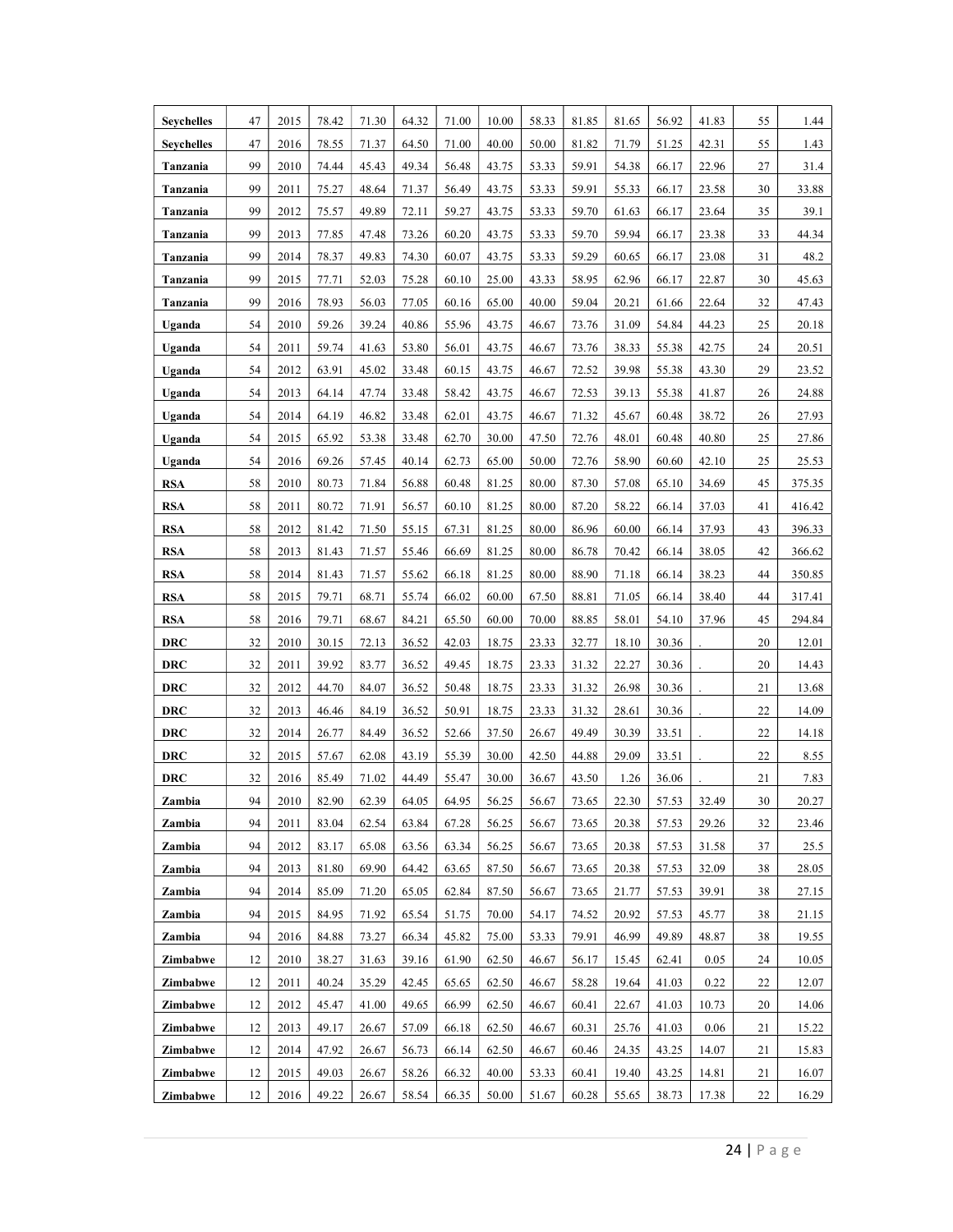| | | | | | | | | | | | | | | |
|---|---|---|---|---|---|---|---|---|---|---|---|---|---|---|
| **Seychelles** | 47 | 2015 | 78.42 | 71.30 | 64.32 | 71.00 | 10.00 | 58.33 | 81.85 | 81.65 | 56.92 | 41.83 | 55 | 1.44 |
| **Seychelles** | 47 | 2016 | 78.55 | 71.37 | 64.50 | 71.00 | 40.00 | 50.00 | 81.82 | 71.79 | 51.25 | 42.31 | 55 | 1.43 |
| **Tanzania** | 99 | 2010 | 74.44 | 45.43 | 49.34 | 56.48 | 43.75 | 53.33 | 59.91 | 54.38 | 66.17 | 22.96 | 27 | 31.4 |
| **Tanzania** | 99 | 2011 | 75.27 | 48.64 | 71.37 | 56.49 | 43.75 | 53.33 | 59.91 | 55.33 | 66.17 | 23.58 | 30 | 33.88 |
| **Tanzania** | 99 | 2012 | 75.57 | 49.89 | 72.11 | 59.27 | 43.75 | 53.33 | 59.70 | 61.63 | 66.17 | 23.64 | 35 | 39.1 |
| **Tanzania** | 99 | 2013 | 77.85 | 47.48 | 73.26 | 60.20 | 43.75 | 53.33 | 59.70 | 59.94 | 66.17 | 23.38 | 33 | 44.34 |
| **Tanzania** | 99 | 2014 | 78.37 | 49.83 | 74.30 | 60.07 | 43.75 | 53.33 | 59.29 | 60.65 | 66.17 | 23.08 | 31 | 48.2 |
| **Tanzania** | 99 | 2015 | 77.71 | 52.03 | 75.28 | 60.10 | 25.00 | 43.33 | 58.95 | 62.96 | 66.17 | 22.87 | 30 | 45.63 |
| **Tanzania** | 99 | 2016 | 78.93 | 56.03 | 77.05 | 60.16 | 65.00 | 40.00 | 59.04 | 20.21 | 61.66 | 22.64 | 32 | 47.43 |
| **Uganda** | 54 | 2010 | 59.26 | 39.24 | 40.86 | 55.96 | 43.75 | 46.67 | 73.76 | 31.09 | 54.84 | 44.23 | 25 | 20.18 |
| **Uganda** | 54 | 2011 | 59.74 | 41.63 | 53.80 | 56.01 | 43.75 | 46.67 | 73.76 | 38.33 | 55.38 | 42.75 | 24 | 20.51 |
| **Uganda** | 54 | 2012 | 63.91 | 45.02 | 33.48 | 60.15 | 43.75 | 46.67 | 72.52 | 39.98 | 55.38 | 43.30 | 29 | 23.52 |
| **Uganda** | 54 | 2013 | 64.14 | 47.74 | 33.48 | 58.42 | 43.75 | 46.67 | 72.53 | 39.13 | 55.38 | 41.87 | 26 | 24.88 |
| **Uganda** | 54 | 2014 | 64.19 | 46.82 | 33.48 | 62.01 | 43.75 | 46.67 | 71.32 | 45.67 | 60.48 | 38.72 | 26 | 27.93 |
| **Uganda** | 54 | 2015 | 65.92 | 53.38 | 33.48 | 62.70 | 30.00 | 47.50 | 72.76 | 48.01 | 60.48 | 40.80 | 25 | 27.86 |
| **Uganda** | 54 | 2016 | 69.26 | 57.45 | 40.14 | 62.73 | 65.00 | 50.00 | 72.76 | 58.90 | 60.60 | 42.10 | 25 | 25.53 |
| **RSA** | 58 | 2010 | 80.73 | 71.84 | 56.88 | 60.48 | 81.25 | 80.00 | 87.30 | 57.08 | 65.10 | 34.69 | 45 | 375.35 |
| **RSA** | 58 | 2011 | 80.72 | 71.91 | 56.57 | 60.10 | 81.25 | 80.00 | 87.20 | 58.22 | 66.14 | 37.03 | 41 | 416.42 |
| **RSA** | 58 | 2012 | 81.42 | 71.50 | 55.15 | 67.31 | 81.25 | 80.00 | 86.96 | 60.00 | 66.14 | 37.93 | 43 | 396.33 |
| **RSA** | 58 | 2013 | 81.43 | 71.57 | 55.46 | 66.69 | 81.25 | 80.00 | 86.78 | 70.42 | 66.14 | 38.05 | 42 | 366.62 |
| **RSA** | 58 | 2014 | 81.43 | 71.57 | 55.62 | 66.18 | 81.25 | 80.00 | 88.90 | 71.18 | 66.14 | 38.23 | 44 | 350.85 |
| **RSA** | 58 | 2015 | 79.71 | 68.71 | 55.74 | 66.02 | 60.00 | 67.50 | 88.81 | 71.05 | 66.14 | 38.40 | 44 | 317.41 |
| **RSA** | 58 | 2016 | 79.71 | 68.67 | 84.21 | 65.50 | 60.00 | 70.00 | 88.85 | 58.01 | 54.10 | 37.96 | 45 | 294.84 |
| **DRC** | 32 | 2010 | 30.15 | 72.13 | 36.52 | 42.03 | 18.75 | 23.33 | 32.77 | 18.10 | 30.36 | . | 20 | 12.01 |
| **DRC** | 32 | 2011 | 39.92 | 83.77 | 36.52 | 49.45 | 18.75 | 23.33 | 31.32 | 22.27 | 30.36 | . | 20 | 14.43 |
| **DRC** | 32 | 2012 | 44.70 | 84.07 | 36.52 | 50.48 | 18.75 | 23.33 | 31.32 | 26.98 | 30.36 | . | 21 | 13.68 |
| **DRC** | 32 | 2013 | 46.46 | 84.19 | 36.52 | 50.91 | 18.75 | 23.33 | 31.32 | 28.61 | 30.36 | . | 22 | 14.09 |
| **DRC** | 32 | 2014 | 26.77 | 84.49 | 36.52 | 52.66 | 37.50 | 26.67 | 49.49 | 30.39 | 33.51 | . | 22 | 14.18 |
| **DRC** | 32 | 2015 | 57.67 | 62.08 | 43.19 | 55.39 | 30.00 | 42.50 | 44.88 | 29.09 | 33.51 | . | 22 | 8.55 |
| **DRC** | 32 | 2016 | 85.49 | 71.02 | 44.49 | 55.47 | 30.00 | 36.67 | 43.50 | 1.26 | 36.06 | . | 21 | 7.83 |
| **Zambia** | 94 | 2010 | 82.90 | 62.39 | 64.05 | 64.95 | 56.25 | 56.67 | 73.65 | 22.30 | 57.53 | 32.49 | 30 | 20.27 |
| **Zambia** | 94 | 2011 | 83.04 | 62.54 | 63.84 | 67.28 | 56.25 | 56.67 | 73.65 | 20.38 | 57.53 | 29.26 | 32 | 23.46 |
| **Zambia** | 94 | 2012 | 83.17 | 65.08 | 63.56 | 63.34 | 56.25 | 56.67 | 73.65 | 20.38 | 57.53 | 31.58 | 37 | 25.5 |
| **Zambia** | 94 | 2013 | 81.80 | 69.90 | 64.42 | 63.65 | 87.50 | 56.67 | 73.65 | 20.38 | 57.53 | 32.09 | 38 | 28.05 |
| **Zambia** | 94 | 2014 | 85.09 | 71.20 | 65.05 | 62.84 | 87.50 | 56.67 | 73.65 | 21.77 | 57.53 | 39.91 | 38 | 27.15 |
| **Zambia** | 94 | 2015 | 84.95 | 71.92 | 65.54 | 51.75 | 70.00 | 54.17 | 74.52 | 20.92 | 57.53 | 45.77 | 38 | 21.15 |
| **Zambia** | 94 | 2016 | 84.88 | 73.27 | 66.34 | 45.82 | 75.00 | 53.33 | 79.91 | 46.99 | 49.89 | 48.87 | 38 | 19.55 |
| **Zimbabwe** | 12 | 2010 | 38.27 | 31.63 | 39.16 | 61.90 | 62.50 | 46.67 | 56.17 | 15.45 | 62.41 | 0.05 | 24 | 10.05 |
| **Zimbabwe** | 12 | 2011 | 40.24 | 35.29 | 42.45 | 65.65 | 62.50 | 46.67 | 58.28 | 19.64 | 41.03 | 0.22 | 22 | 12.07 |
| **Zimbabwe** | 12 | 2012 | 45.47 | 41.00 | 49.65 | 66.99 | 62.50 | 46.67 | 60.41 | 22.67 | 41.03 | 10.73 | 20 | 14.06 |
| **Zimbabwe** | 12 | 2013 | 49.17 | 26.67 | 57.09 | 66.18 | 62.50 | 46.67 | 60.31 | 25.76 | 41.03 | 0.06 | 21 | 15.22 |
| **Zimbabwe** | 12 | 2014 | 47.92 | 26.67 | 56.73 | 66.14 | 62.50 | 46.67 | 60.46 | 24.35 | 43.25 | 14.07 | 21 | 15.83 |
| **Zimbabwe** | 12 | 2015 | 49.03 | 26.67 | 58.26 | 66.32 | 40.00 | 53.33 | 60.41 | 19.40 | 43.25 | 14.81 | 21 | 16.07 |
| **Zimbabwe** | 12 | 2016 | 49.22 | 26.67 | 58.54 | 66.35 | 50.00 | 51.67 | 60.28 | 55.65 | 38.73 | 17.38 | 22 | 16.29 |